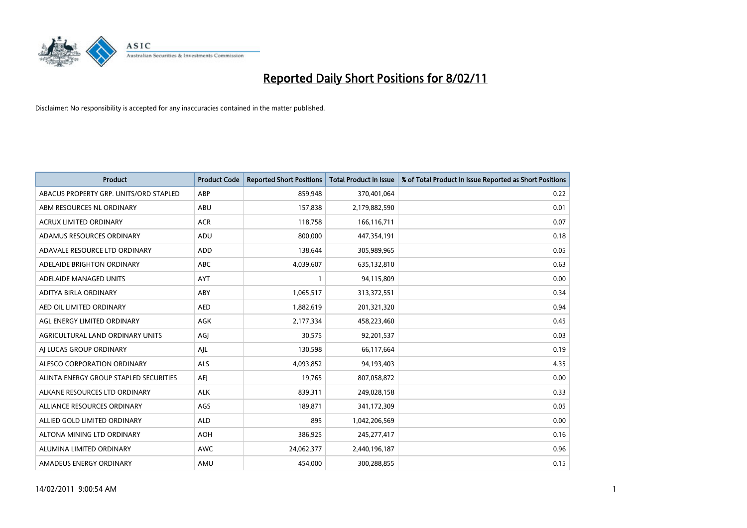# Reported Daily Short Positions for 8/02/11

Disclaimer: No responsibility is accepted for any inaccuracies contained in the matter published.

| Product | Product Code | Reported Short Positions | Total Product in Issue | % of Total Product in Issue Reported as Short Positions |
|---|---|---|---|---|
| ABACUS PROPERTY GRP. UNITS/ORD STAPLED | ABP | 859,948 | 370,401,064 | 0.22 |
| ABM RESOURCES NL ORDINARY | ABU | 157,838 | 2,179,882,590 | 0.01 |
| ACRUX LIMITED ORDINARY | ACR | 118,758 | 166,116,711 | 0.07 |
| ADAMUS RESOURCES ORDINARY | ADU | 800,000 | 447,354,191 | 0.18 |
| ADAVALE RESOURCE LTD ORDINARY | ADD | 138,644 | 305,989,965 | 0.05 |
| ADELAIDE BRIGHTON ORDINARY | ABC | 4,039,607 | 635,132,810 | 0.63 |
| ADELAIDE MANAGED UNITS | AYT | 1 | 94,115,809 | 0.00 |
| ADITYA BIRLA ORDINARY | ABY | 1,065,517 | 313,372,551 | 0.34 |
| AED OIL LIMITED ORDINARY | AED | 1,882,619 | 201,321,320 | 0.94 |
| AGL ENERGY LIMITED ORDINARY | AGK | 2,177,334 | 458,223,460 | 0.45 |
| AGRICULTURAL LAND ORDINARY UNITS | AGJ | 30,575 | 92,201,537 | 0.03 |
| AJ LUCAS GROUP ORDINARY | AJL | 130,598 | 66,117,664 | 0.19 |
| ALESCO CORPORATION ORDINARY | ALS | 4,093,852 | 94,193,403 | 4.35 |
| ALINTA ENERGY GROUP STAPLED SECURITIES | AEJ | 19,765 | 807,058,872 | 0.00 |
| ALKANE RESOURCES LTD ORDINARY | ALK | 839,311 | 249,028,158 | 0.33 |
| ALLIANCE RESOURCES ORDINARY | AGS | 189,871 | 341,172,309 | 0.05 |
| ALLIED GOLD LIMITED ORDINARY | ALD | 895 | 1,042,206,569 | 0.00 |
| ALTONA MINING LTD ORDINARY | AOH | 386,925 | 245,277,417 | 0.16 |
| ALUMINA LIMITED ORDINARY | AWC | 24,062,377 | 2,440,196,187 | 0.96 |
| AMADEUS ENERGY ORDINARY | AMU | 454,000 | 300,288,855 | 0.15 |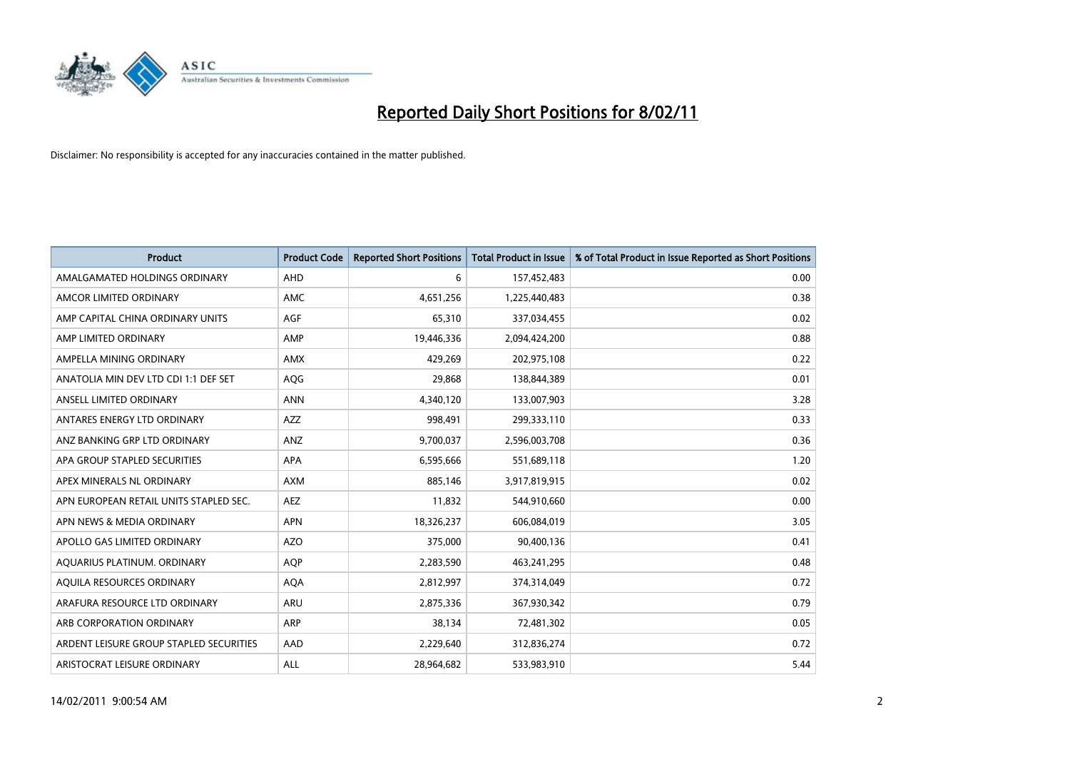# Reported Daily Short Positions for 8/02/11

Disclaimer: No responsibility is accepted for any inaccuracies contained in the matter published.

| Product | Product Code | Reported Short Positions | Total Product in Issue | % of Total Product in Issue Reported as Short Positions |
|---|---|---|---|---|
| AMALGAMATED HOLDINGS ORDINARY | AHD | 6 | 157,452,483 | 0.00 |
| AMCOR LIMITED ORDINARY | AMC | 4,651,256 | 1,225,440,483 | 0.38 |
| AMP CAPITAL CHINA ORDINARY UNITS | AGF | 65,310 | 337,034,455 | 0.02 |
| AMP LIMITED ORDINARY | AMP | 19,446,336 | 2,094,424,200 | 0.88 |
| AMPELLA MINING ORDINARY | AMX | 429,269 | 202,975,108 | 0.22 |
| ANATOLIA MIN DEV LTD CDI 1:1 DEF SET | AQG | 29,868 | 138,844,389 | 0.01 |
| ANSELL LIMITED ORDINARY | ANN | 4,340,120 | 133,007,903 | 3.28 |
| ANTARES ENERGY LTD ORDINARY | AZZ | 998,491 | 299,333,110 | 0.33 |
| ANZ BANKING GRP LTD ORDINARY | ANZ | 9,700,037 | 2,596,003,708 | 0.36 |
| APA GROUP STAPLED SECURITIES | APA | 6,595,666 | 551,689,118 | 1.20 |
| APEX MINERALS NL ORDINARY | AXM | 885,146 | 3,917,819,915 | 0.02 |
| APN EUROPEAN RETAIL UNITS STAPLED SEC. | AEZ | 11,832 | 544,910,660 | 0.00 |
| APN NEWS & MEDIA ORDINARY | APN | 18,326,237 | 606,084,019 | 3.05 |
| APOLLO GAS LIMITED ORDINARY | AZO | 375,000 | 90,400,136 | 0.41 |
| AQUARIUS PLATINUM. ORDINARY | AQP | 2,283,590 | 463,241,295 | 0.48 |
| AQUILA RESOURCES ORDINARY | AQA | 2,812,997 | 374,314,049 | 0.72 |
| ARAFURA RESOURCE LTD ORDINARY | ARU | 2,875,336 | 367,930,342 | 0.79 |
| ARB CORPORATION ORDINARY | ARP | 38,134 | 72,481,302 | 0.05 |
| ARDENT LEISURE GROUP STAPLED SECURITIES | AAD | 2,229,640 | 312,836,274 | 0.72 |
| ARISTOCRAT LEISURE ORDINARY | ALL | 28,964,682 | 533,983,910 | 5.44 |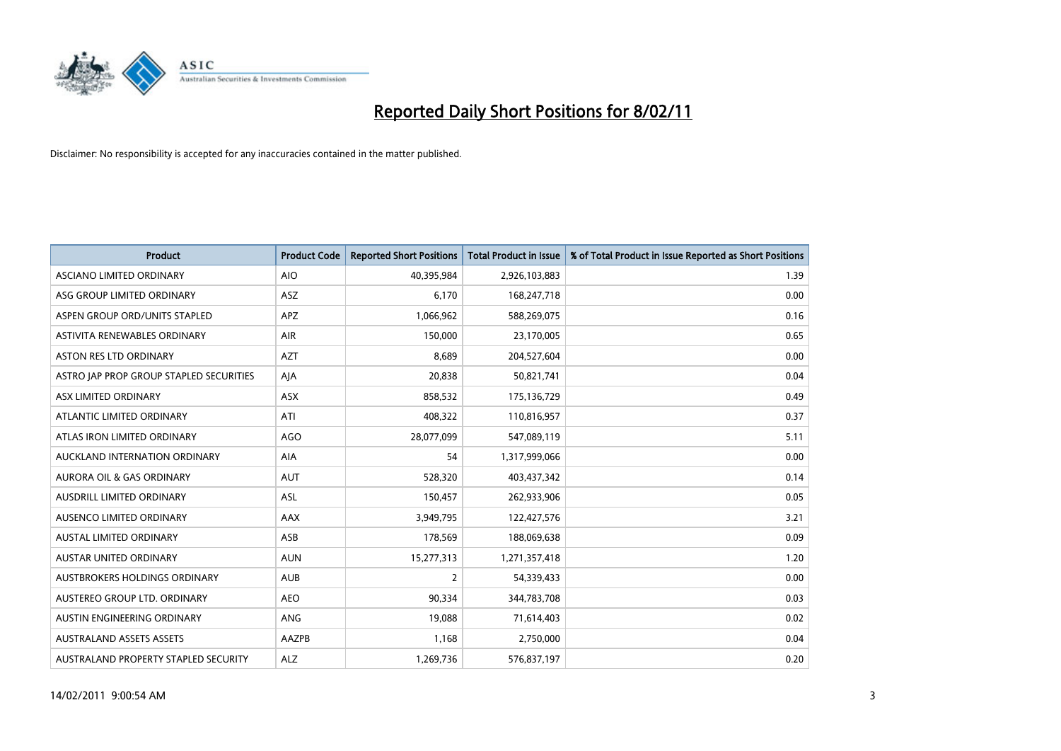# Reported Daily Short Positions for 8/02/11

Disclaimer: No responsibility is accepted for any inaccuracies contained in the matter published.

| Product | Product Code | Reported Short Positions | Total Product in Issue | % of Total Product in Issue Reported as Short Positions |
|---|---|---|---|---|
| ASCIANO LIMITED ORDINARY | AIO | 40,395,984 | 2,926,103,883 | 1.39 |
| ASG GROUP LIMITED ORDINARY | ASZ | 6,170 | 168,247,718 | 0.00 |
| ASPEN GROUP ORD/UNITS STAPLED | APZ | 1,066,962 | 588,269,075 | 0.16 |
| ASTIVITA RENEWABLES ORDINARY | AIR | 150,000 | 23,170,005 | 0.65 |
| ASTON RES LTD ORDINARY | AZT | 8,689 | 204,527,604 | 0.00 |
| ASTRO JAP PROP GROUP STAPLED SECURITIES | AJA | 20,838 | 50,821,741 | 0.04 |
| ASX LIMITED ORDINARY | ASX | 858,532 | 175,136,729 | 0.49 |
| ATLANTIC LIMITED ORDINARY | ATI | 408,322 | 110,816,957 | 0.37 |
| ATLAS IRON LIMITED ORDINARY | AGO | 28,077,099 | 547,089,119 | 5.11 |
| AUCKLAND INTERNATION ORDINARY | AIA | 54 | 1,317,999,066 | 0.00 |
| AURORA OIL & GAS ORDINARY | AUT | 528,320 | 403,437,342 | 0.14 |
| AUSDRILL LIMITED ORDINARY | ASL | 150,457 | 262,933,906 | 0.05 |
| AUSENCO LIMITED ORDINARY | AAX | 3,949,795 | 122,427,576 | 3.21 |
| AUSTAL LIMITED ORDINARY | ASB | 178,569 | 188,069,638 | 0.09 |
| AUSTAR UNITED ORDINARY | AUN | 15,277,313 | 1,271,357,418 | 1.20 |
| AUSTBROKERS HOLDINGS ORDINARY | AUB | 2 | 54,339,433 | 0.00 |
| AUSTEREO GROUP LTD. ORDINARY | AEO | 90,334 | 344,783,708 | 0.03 |
| AUSTIN ENGINEERING ORDINARY | ANG | 19,088 | 71,614,403 | 0.02 |
| AUSTRALAND ASSETS ASSETS | AAZPB | 1,168 | 2,750,000 | 0.04 |
| AUSTRALAND PROPERTY STAPLED SECURITY | ALZ | 1,269,736 | 576,837,197 | 0.20 |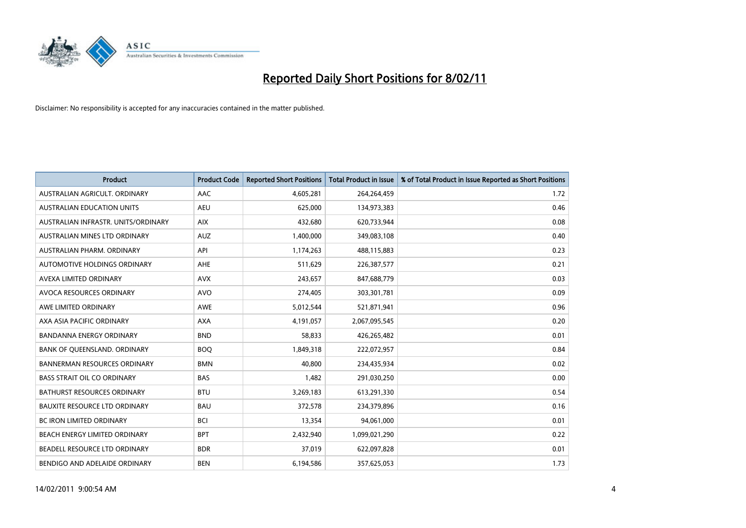# Reported Daily Short Positions for 8/02/11

Disclaimer: No responsibility is accepted for any inaccuracies contained in the matter published.

| Product | Product Code | Reported Short Positions | Total Product in Issue | % of Total Product in Issue Reported as Short Positions |
|---|---|---|---|---|
| AUSTRALIAN AGRICULT. ORDINARY | AAC | 4,605,281 | 264,264,459 | 1.72 |
| AUSTRALIAN EDUCATION UNITS | AEU | 625,000 | 134,973,383 | 0.46 |
| AUSTRALIAN INFRASTR. UNITS/ORDINARY | AIX | 432,680 | 620,733,944 | 0.08 |
| AUSTRALIAN MINES LTD ORDINARY | AUZ | 1,400,000 | 349,083,108 | 0.40 |
| AUSTRALIAN PHARM. ORDINARY | API | 1,174,263 | 488,115,883 | 0.23 |
| AUTOMOTIVE HOLDINGS ORDINARY | AHE | 511,629 | 226,387,577 | 0.21 |
| AVEXA LIMITED ORDINARY | AVX | 243,657 | 847,688,779 | 0.03 |
| AVOCA RESOURCES ORDINARY | AVO | 274,405 | 303,301,781 | 0.09 |
| AWE LIMITED ORDINARY | AWE | 5,012,544 | 521,871,941 | 0.96 |
| AXA ASIA PACIFIC ORDINARY | AXA | 4,191,057 | 2,067,095,545 | 0.20 |
| BANDANNA ENERGY ORDINARY | BND | 58,833 | 426,265,482 | 0.01 |
| BANK OF QUEENSLAND. ORDINARY | BOQ | 1,849,318 | 222,072,957 | 0.84 |
| BANNERMAN RESOURCES ORDINARY | BMN | 40,800 | 234,435,934 | 0.02 |
| BASS STRAIT OIL CO ORDINARY | BAS | 1,482 | 291,030,250 | 0.00 |
| BATHURST RESOURCES ORDINARY | BTU | 3,269,183 | 613,291,330 | 0.54 |
| BAUXITE RESOURCE LTD ORDINARY | BAU | 372,578 | 234,379,896 | 0.16 |
| BC IRON LIMITED ORDINARY | BCI | 13,354 | 94,061,000 | 0.01 |
| BEACH ENERGY LIMITED ORDINARY | BPT | 2,432,940 | 1,099,021,290 | 0.22 |
| BEADELL RESOURCE LTD ORDINARY | BDR | 37,019 | 622,097,828 | 0.01 |
| BENDIGO AND ADELAIDE ORDINARY | BEN | 6,194,586 | 357,625,053 | 1.73 |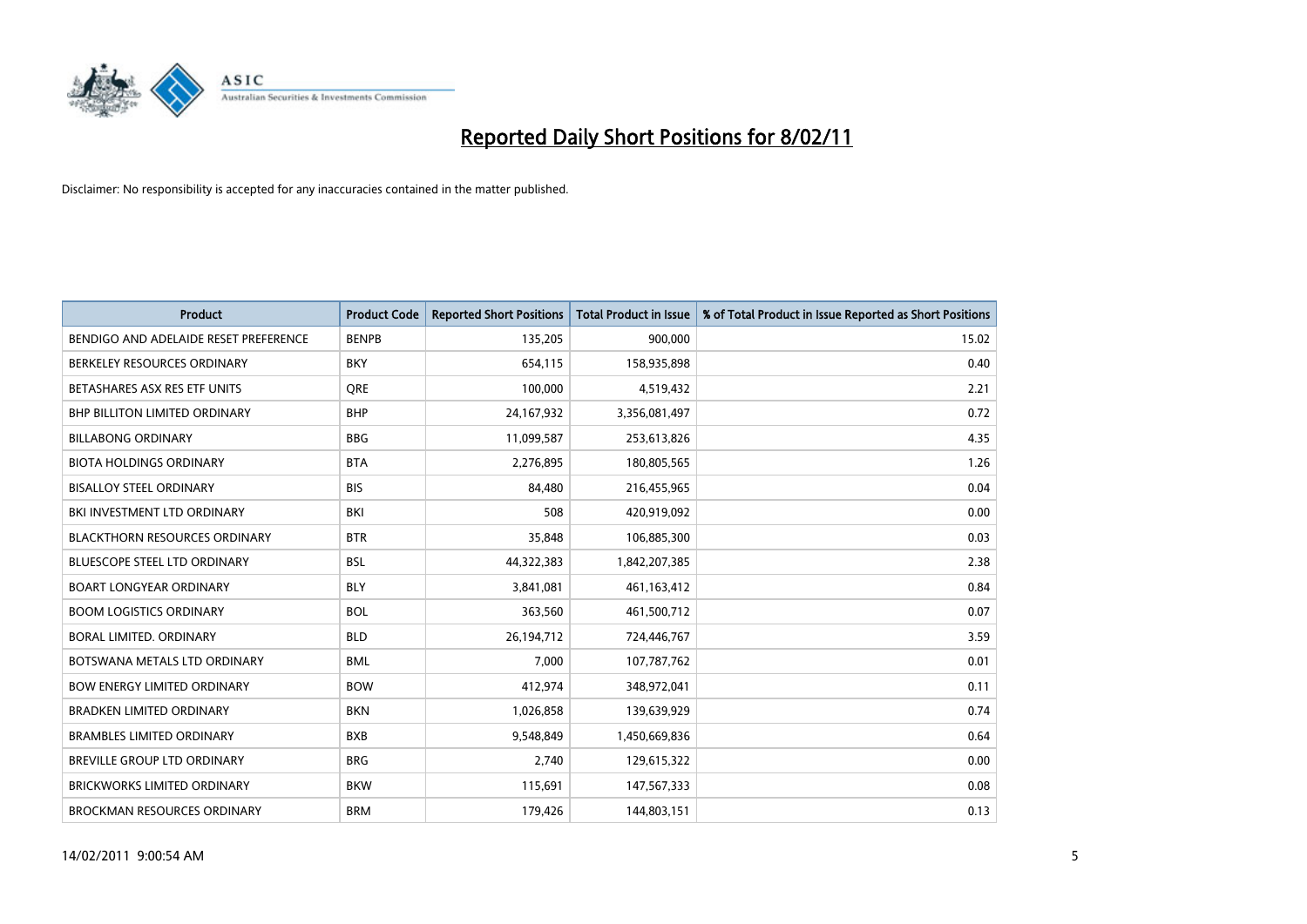# Reported Daily Short Positions for 8/02/11

Disclaimer: No responsibility is accepted for any inaccuracies contained in the matter published.

| Product | Product Code | Reported Short Positions | Total Product in Issue | % of Total Product in Issue Reported as Short Positions |
|---|---|---|---|---|
| BENDIGO AND ADELAIDE RESET PREFERENCE | BENPB | 135,205 | 900,000 | 15.02 |
| BERKELEY RESOURCES ORDINARY | BKY | 654,115 | 158,935,898 | 0.40 |
| BETASHARES ASX RES ETF UNITS | QRE | 100,000 | 4,519,432 | 2.21 |
| BHP BILLITON LIMITED ORDINARY | BHP | 24,167,932 | 3,356,081,497 | 0.72 |
| BILLABONG ORDINARY | BBG | 11,099,587 | 253,613,826 | 4.35 |
| BIOTA HOLDINGS ORDINARY | BTA | 2,276,895 | 180,805,565 | 1.26 |
| BISALLOY STEEL ORDINARY | BIS | 84,480 | 216,455,965 | 0.04 |
| BKI INVESTMENT LTD ORDINARY | BKI | 508 | 420,919,092 | 0.00 |
| BLACKTHORN RESOURCES ORDINARY | BTR | 35,848 | 106,885,300 | 0.03 |
| BLUESCOPE STEEL LTD ORDINARY | BSL | 44,322,383 | 1,842,207,385 | 2.38 |
| BOART LONGYEAR ORDINARY | BLY | 3,841,081 | 461,163,412 | 0.84 |
| BOOM LOGISTICS ORDINARY | BOL | 363,560 | 461,500,712 | 0.07 |
| BORAL LIMITED. ORDINARY | BLD | 26,194,712 | 724,446,767 | 3.59 |
| BOTSWANA METALS LTD ORDINARY | BML | 7,000 | 107,787,762 | 0.01 |
| BOW ENERGY LIMITED ORDINARY | BOW | 412,974 | 348,972,041 | 0.11 |
| BRADKEN LIMITED ORDINARY | BKN | 1,026,858 | 139,639,929 | 0.74 |
| BRAMBLES LIMITED ORDINARY | BXB | 9,548,849 | 1,450,669,836 | 0.64 |
| BREVILLE GROUP LTD ORDINARY | BRG | 2,740 | 129,615,322 | 0.00 |
| BRICKWORKS LIMITED ORDINARY | BKW | 115,691 | 147,567,333 | 0.08 |
| BROCKMAN RESOURCES ORDINARY | BRM | 179,426 | 144,803,151 | 0.13 |

14/02/2011 9:00:54 AM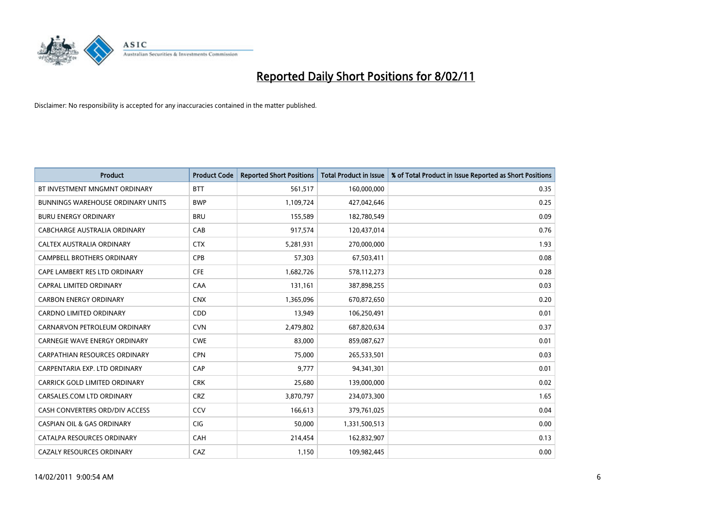# Reported Daily Short Positions for 8/02/11

Disclaimer: No responsibility is accepted for any inaccuracies contained in the matter published.

| Product | Product Code | Reported Short Positions | Total Product in Issue | % of Total Product in Issue Reported as Short Positions |
|---|---|---|---|---|
| BT INVESTMENT MNGMNT ORDINARY | BTT | 561,517 | 160,000,000 | 0.35 |
| BUNNINGS WAREHOUSE ORDINARY UNITS | BWP | 1,109,724 | 427,042,646 | 0.25 |
| BURU ENERGY ORDINARY | BRU | 155,589 | 182,780,549 | 0.09 |
| CABCHARGE AUSTRALIA ORDINARY | CAB | 917,574 | 120,437,014 | 0.76 |
| CALTEX AUSTRALIA ORDINARY | CTX | 5,281,931 | 270,000,000 | 1.93 |
| CAMPBELL BROTHERS ORDINARY | CPB | 57,303 | 67,503,411 | 0.08 |
| CAPE LAMBERT RES LTD ORDINARY | CFE | 1,682,726 | 578,112,273 | 0.28 |
| CAPRAL LIMITED ORDINARY | CAA | 131,161 | 387,898,255 | 0.03 |
| CARBON ENERGY ORDINARY | CNX | 1,365,096 | 670,872,650 | 0.20 |
| CARDNO LIMITED ORDINARY | CDD | 13,949 | 106,250,491 | 0.01 |
| CARNARVON PETROLEUM ORDINARY | CVN | 2,479,802 | 687,820,634 | 0.37 |
| CARNEGIE WAVE ENERGY ORDINARY | CWE | 83,000 | 859,087,627 | 0.01 |
| CARPATHIAN RESOURCES ORDINARY | CPN | 75,000 | 265,533,501 | 0.03 |
| CARPENTARIA EXP. LTD ORDINARY | CAP | 9,777 | 94,341,301 | 0.01 |
| CARRICK GOLD LIMITED ORDINARY | CRK | 25,680 | 139,000,000 | 0.02 |
| CARSALES.COM LTD ORDINARY | CRZ | 3,870,797 | 234,073,300 | 1.65 |
| CASH CONVERTERS ORD/DIV ACCESS | CCV | 166,613 | 379,761,025 | 0.04 |
| CASPIAN OIL & GAS ORDINARY | CIG | 50,000 | 1,331,500,513 | 0.00 |
| CATALPA RESOURCES ORDINARY | CAH | 214,454 | 162,832,907 | 0.13 |
| CAZALY RESOURCES ORDINARY | CAZ | 1,150 | 109,982,445 | 0.00 |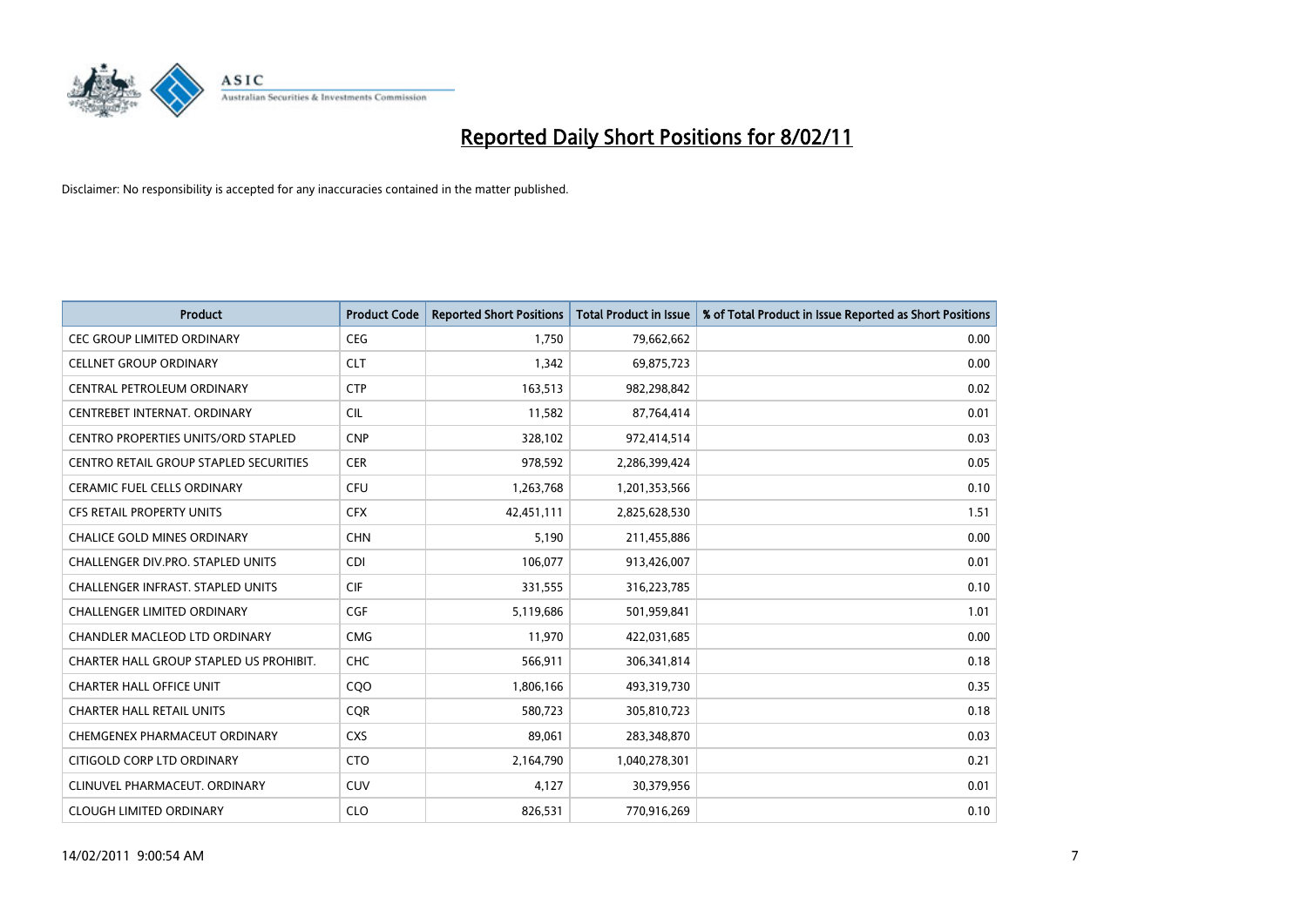# Reported Daily Short Positions for 8/02/11

Disclaimer: No responsibility is accepted for any inaccuracies contained in the matter published.

| Product | Product Code | Reported Short Positions | Total Product in Issue | % of Total Product in Issue Reported as Short Positions |
|---|---|---|---|---|
| CEC GROUP LIMITED ORDINARY | CEG | 1,750 | 79,662,662 | 0.00 |
| CELLNET GROUP ORDINARY | CLT | 1,342 | 69,875,723 | 0.00 |
| CENTRAL PETROLEUM ORDINARY | CTP | 163,513 | 982,298,842 | 0.02 |
| CENTREBET INTERNAT. ORDINARY | CIL | 11,582 | 87,764,414 | 0.01 |
| CENTRO PROPERTIES UNITS/ORD STAPLED | CNP | 328,102 | 972,414,514 | 0.03 |
| CENTRO RETAIL GROUP STAPLED SECURITIES | CER | 978,592 | 2,286,399,424 | 0.05 |
| CERAMIC FUEL CELLS ORDINARY | CFU | 1,263,768 | 1,201,353,566 | 0.10 |
| CFS RETAIL PROPERTY UNITS | CFX | 42,451,111 | 2,825,628,530 | 1.51 |
| CHALICE GOLD MINES ORDINARY | CHN | 5,190 | 211,455,886 | 0.00 |
| CHALLENGER DIV.PRO. STAPLED UNITS | CDI | 106,077 | 913,426,007 | 0.01 |
| CHALLENGER INFRAST. STAPLED UNITS | CIF | 331,555 | 316,223,785 | 0.10 |
| CHALLENGER LIMITED ORDINARY | CGF | 5,119,686 | 501,959,841 | 1.01 |
| CHANDLER MACLEOD LTD ORDINARY | CMG | 11,970 | 422,031,685 | 0.00 |
| CHARTER HALL GROUP STAPLED US PROHIBIT. | CHC | 566,911 | 306,341,814 | 0.18 |
| CHARTER HALL OFFICE UNIT | CQO | 1,806,166 | 493,319,730 | 0.35 |
| CHARTER HALL RETAIL UNITS | CQR | 580,723 | 305,810,723 | 0.18 |
| CHEMGENEX PHARMACEUT ORDINARY | CXS | 89,061 | 283,348,870 | 0.03 |
| CITIGOLD CORP LTD ORDINARY | CTO | 2,164,790 | 1,040,278,301 | 0.21 |
| CLINUVEL PHARMACEUT. ORDINARY | CUV | 4,127 | 30,379,956 | 0.01 |
| CLOUGH LIMITED ORDINARY | CLO | 826,531 | 770,916,269 | 0.10 |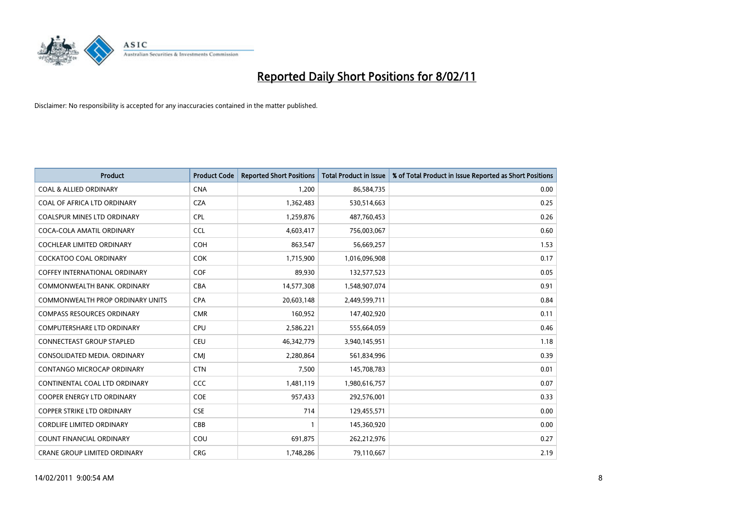# Reported Daily Short Positions for 8/02/11

Disclaimer: No responsibility is accepted for any inaccuracies contained in the matter published.

| Product | Product Code | Reported Short Positions | Total Product in Issue | % of Total Product in Issue Reported as Short Positions |
|---|---|---|---|---|
| COAL & ALLIED ORDINARY | CNA | 1,200 | 86,584,735 | 0.00 |
| COAL OF AFRICA LTD ORDINARY | CZA | 1,362,483 | 530,514,663 | 0.25 |
| COALSPUR MINES LTD ORDINARY | CPL | 1,259,876 | 487,760,453 | 0.26 |
| COCA-COLA AMATIL ORDINARY | CCL | 4,603,417 | 756,003,067 | 0.60 |
| COCHLEAR LIMITED ORDINARY | COH | 863,547 | 56,669,257 | 1.53 |
| COCKATOO COAL ORDINARY | COK | 1,715,900 | 1,016,096,908 | 0.17 |
| COFFEY INTERNATIONAL ORDINARY | COF | 89,930 | 132,577,523 | 0.05 |
| COMMONWEALTH BANK. ORDINARY | CBA | 14,577,308 | 1,548,907,074 | 0.91 |
| COMMONWEALTH PROP ORDINARY UNITS | CPA | 20,603,148 | 2,449,599,711 | 0.84 |
| COMPASS RESOURCES ORDINARY | CMR | 160,952 | 147,402,920 | 0.11 |
| COMPUTERSHARE LTD ORDINARY | CPU | 2,586,221 | 555,664,059 | 0.46 |
| CONNECTEAST GROUP STAPLED | CEU | 46,342,779 | 3,940,145,951 | 1.18 |
| CONSOLIDATED MEDIA. ORDINARY | CMJ | 2,280,864 | 561,834,996 | 0.39 |
| CONTANGO MICROCAP ORDINARY | CTN | 7,500 | 145,708,783 | 0.01 |
| CONTINENTAL COAL LTD ORDINARY | CCC | 1,481,119 | 1,980,616,757 | 0.07 |
| COOPER ENERGY LTD ORDINARY | COE | 957,433 | 292,576,001 | 0.33 |
| COPPER STRIKE LTD ORDINARY | CSE | 714 | 129,455,571 | 0.00 |
| CORDLIFE LIMITED ORDINARY | CBB | 1 | 145,360,920 | 0.00 |
| COUNT FINANCIAL ORDINARY | COU | 691,875 | 262,212,976 | 0.27 |
| CRANE GROUP LIMITED ORDINARY | CRG | 1,748,286 | 79,110,667 | 2.19 |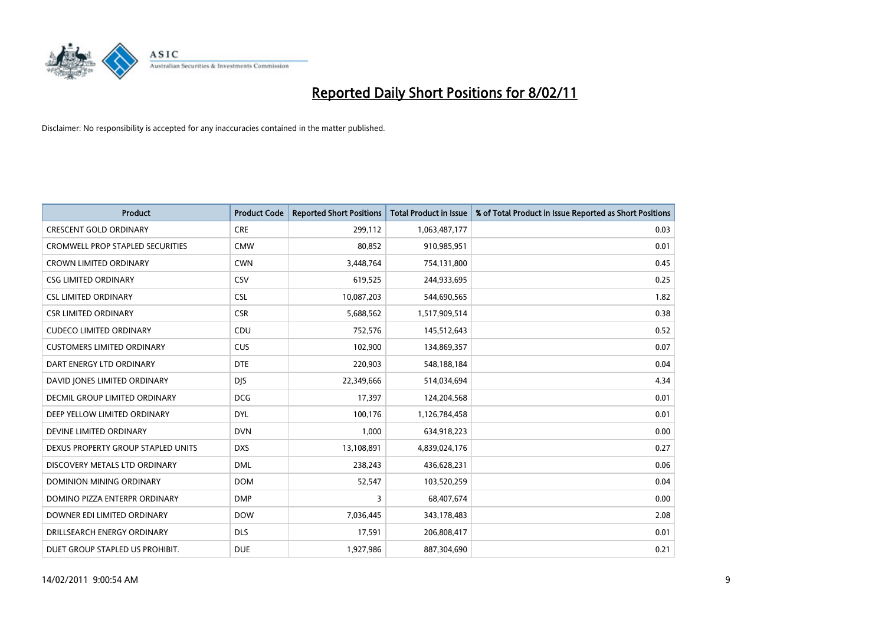# Reported Daily Short Positions for 8/02/11

Disclaimer: No responsibility is accepted for any inaccuracies contained in the matter published.

| Product | Product Code | Reported Short Positions | Total Product in Issue | % of Total Product in Issue Reported as Short Positions |
|---|---|---|---|---|
| CRESCENT GOLD ORDINARY | CRE | 299,112 | 1,063,487,177 | 0.03 |
| CROMWELL PROP STAPLED SECURITIES | CMW | 80,852 | 910,985,951 | 0.01 |
| CROWN LIMITED ORDINARY | CWN | 3,448,764 | 754,131,800 | 0.45 |
| CSG LIMITED ORDINARY | CSV | 619,525 | 244,933,695 | 0.25 |
| CSL LIMITED ORDINARY | CSL | 10,087,203 | 544,690,565 | 1.82 |
| CSR LIMITED ORDINARY | CSR | 5,688,562 | 1,517,909,514 | 0.38 |
| CUDECO LIMITED ORDINARY | CDU | 752,576 | 145,512,643 | 0.52 |
| CUSTOMERS LIMITED ORDINARY | CUS | 102,900 | 134,869,357 | 0.07 |
| DART ENERGY LTD ORDINARY | DTE | 220,903 | 548,188,184 | 0.04 |
| DAVID JONES LIMITED ORDINARY | DJS | 22,349,666 | 514,034,694 | 4.34 |
| DECMIL GROUP LIMITED ORDINARY | DCG | 17,397 | 124,204,568 | 0.01 |
| DEEP YELLOW LIMITED ORDINARY | DYL | 100,176 | 1,126,784,458 | 0.01 |
| DEVINE LIMITED ORDINARY | DVN | 1,000 | 634,918,223 | 0.00 |
| DEXUS PROPERTY GROUP STAPLED UNITS | DXS | 13,108,891 | 4,839,024,176 | 0.27 |
| DISCOVERY METALS LTD ORDINARY | DML | 238,243 | 436,628,231 | 0.06 |
| DOMINION MINING ORDINARY | DOM | 52,547 | 103,520,259 | 0.04 |
| DOMINO PIZZA ENTERPR ORDINARY | DMP | 3 | 68,407,674 | 0.00 |
| DOWNER EDI LIMITED ORDINARY | DOW | 7,036,445 | 343,178,483 | 2.08 |
| DRILLSEARCH ENERGY ORDINARY | DLS | 17,591 | 206,808,417 | 0.01 |
| DUET GROUP STAPLED US PROHIBIT. | DUE | 1,927,986 | 887,304,690 | 0.21 |

14/02/2011 9:00:54 AM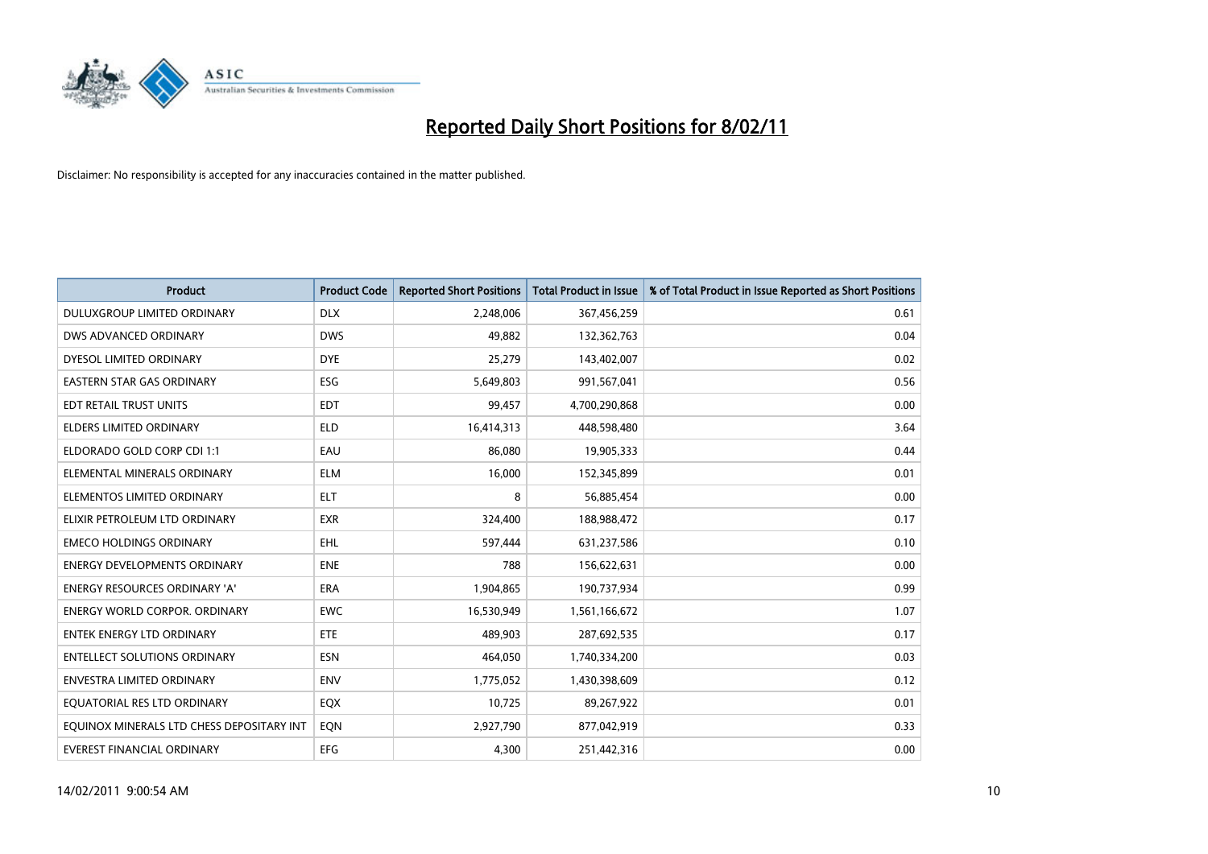# Reported Daily Short Positions for 8/02/11

Disclaimer: No responsibility is accepted for any inaccuracies contained in the matter published.

| Product | Product Code | Reported Short Positions | Total Product in Issue | % of Total Product in Issue Reported as Short Positions |
|---|---|---|---|---|
| DULUXGROUP LIMITED ORDINARY | DLX | 2,248,006 | 367,456,259 | 0.61 |
| DWS ADVANCED ORDINARY | DWS | 49,882 | 132,362,763 | 0.04 |
| DYESOL LIMITED ORDINARY | DYE | 25,279 | 143,402,007 | 0.02 |
| EASTERN STAR GAS ORDINARY | ESG | 5,649,803 | 991,567,041 | 0.56 |
| EDT RETAIL TRUST UNITS | EDT | 99,457 | 4,700,290,868 | 0.00 |
| ELDERS LIMITED ORDINARY | ELD | 16,414,313 | 448,598,480 | 3.64 |
| ELDORADO GOLD CORP CDI 1:1 | EAU | 86,080 | 19,905,333 | 0.44 |
| ELEMENTAL MINERALS ORDINARY | ELM | 16,000 | 152,345,899 | 0.01 |
| ELEMENTOS LIMITED ORDINARY | ELT | 8 | 56,885,454 | 0.00 |
| ELIXIR PETROLEUM LTD ORDINARY | EXR | 324,400 | 188,988,472 | 0.17 |
| EMECO HOLDINGS ORDINARY | EHL | 597,444 | 631,237,586 | 0.10 |
| ENERGY DEVELOPMENTS ORDINARY | ENE | 788 | 156,622,631 | 0.00 |
| ENERGY RESOURCES ORDINARY 'A' | ERA | 1,904,865 | 190,737,934 | 0.99 |
| ENERGY WORLD CORPOR. ORDINARY | EWC | 16,530,949 | 1,561,166,672 | 1.07 |
| ENTEK ENERGY LTD ORDINARY | ETE | 489,903 | 287,692,535 | 0.17 |
| ENTELLECT SOLUTIONS ORDINARY | ESN | 464,050 | 1,740,334,200 | 0.03 |
| ENVESTRA LIMITED ORDINARY | ENV | 1,775,052 | 1,430,398,609 | 0.12 |
| EQUATORIAL RES LTD ORDINARY | EQX | 10,725 | 89,267,922 | 0.01 |
| EQUINOX MINERALS LTD CHESS DEPOSITARY INT | EQN | 2,927,790 | 877,042,919 | 0.33 |
| EVEREST FINANCIAL ORDINARY | EFG | 4,300 | 251,442,316 | 0.00 |

14/02/2011 9:00:54 AM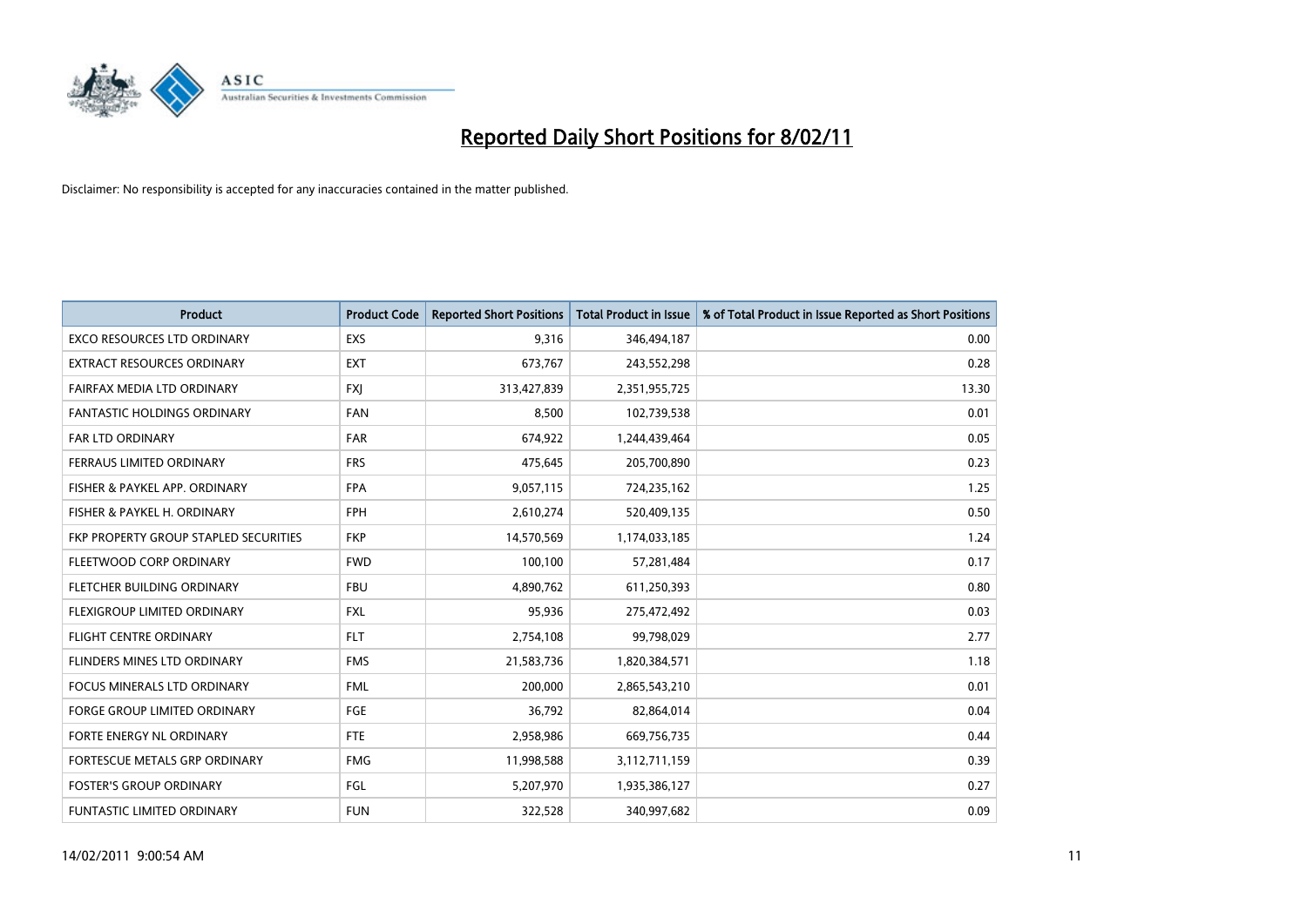# Reported Daily Short Positions for 8/02/11

Disclaimer: No responsibility is accepted for any inaccuracies contained in the matter published.

| Product | Product Code | Reported Short Positions | Total Product in Issue | % of Total Product in Issue Reported as Short Positions |
|---|---|---|---|---|
| EXCO RESOURCES LTD ORDINARY | EXS | 9,316 | 346,494,187 | 0.00 |
| EXTRACT RESOURCES ORDINARY | EXT | 673,767 | 243,552,298 | 0.28 |
| FAIRFAX MEDIA LTD ORDINARY | FXJ | 313,427,839 | 2,351,955,725 | 13.30 |
| FANTASTIC HOLDINGS ORDINARY | FAN | 8,500 | 102,739,538 | 0.01 |
| FAR LTD ORDINARY | FAR | 674,922 | 1,244,439,464 | 0.05 |
| FERRAUS LIMITED ORDINARY | FRS | 475,645 | 205,700,890 | 0.23 |
| FISHER & PAYKEL APP. ORDINARY | FPA | 9,057,115 | 724,235,162 | 1.25 |
| FISHER & PAYKEL H. ORDINARY | FPH | 2,610,274 | 520,409,135 | 0.50 |
| FKP PROPERTY GROUP STAPLED SECURITIES | FKP | 14,570,569 | 1,174,033,185 | 1.24 |
| FLEETWOOD CORP ORDINARY | FWD | 100,100 | 57,281,484 | 0.17 |
| FLETCHER BUILDING ORDINARY | FBU | 4,890,762 | 611,250,393 | 0.80 |
| FLEXIGROUP LIMITED ORDINARY | FXL | 95,936 | 275,472,492 | 0.03 |
| FLIGHT CENTRE ORDINARY | FLT | 2,754,108 | 99,798,029 | 2.77 |
| FLINDERS MINES LTD ORDINARY | FMS | 21,583,736 | 1,820,384,571 | 1.18 |
| FOCUS MINERALS LTD ORDINARY | FML | 200,000 | 2,865,543,210 | 0.01 |
| FORGE GROUP LIMITED ORDINARY | FGE | 36,792 | 82,864,014 | 0.04 |
| FORTE ENERGY NL ORDINARY | FTE | 2,958,986 | 669,756,735 | 0.44 |
| FORTESCUE METALS GRP ORDINARY | FMG | 11,998,588 | 3,112,711,159 | 0.39 |
| FOSTER'S GROUP ORDINARY | FGL | 5,207,970 | 1,935,386,127 | 0.27 |
| FUNTASTIC LIMITED ORDINARY | FUN | 322,528 | 340,997,682 | 0.09 |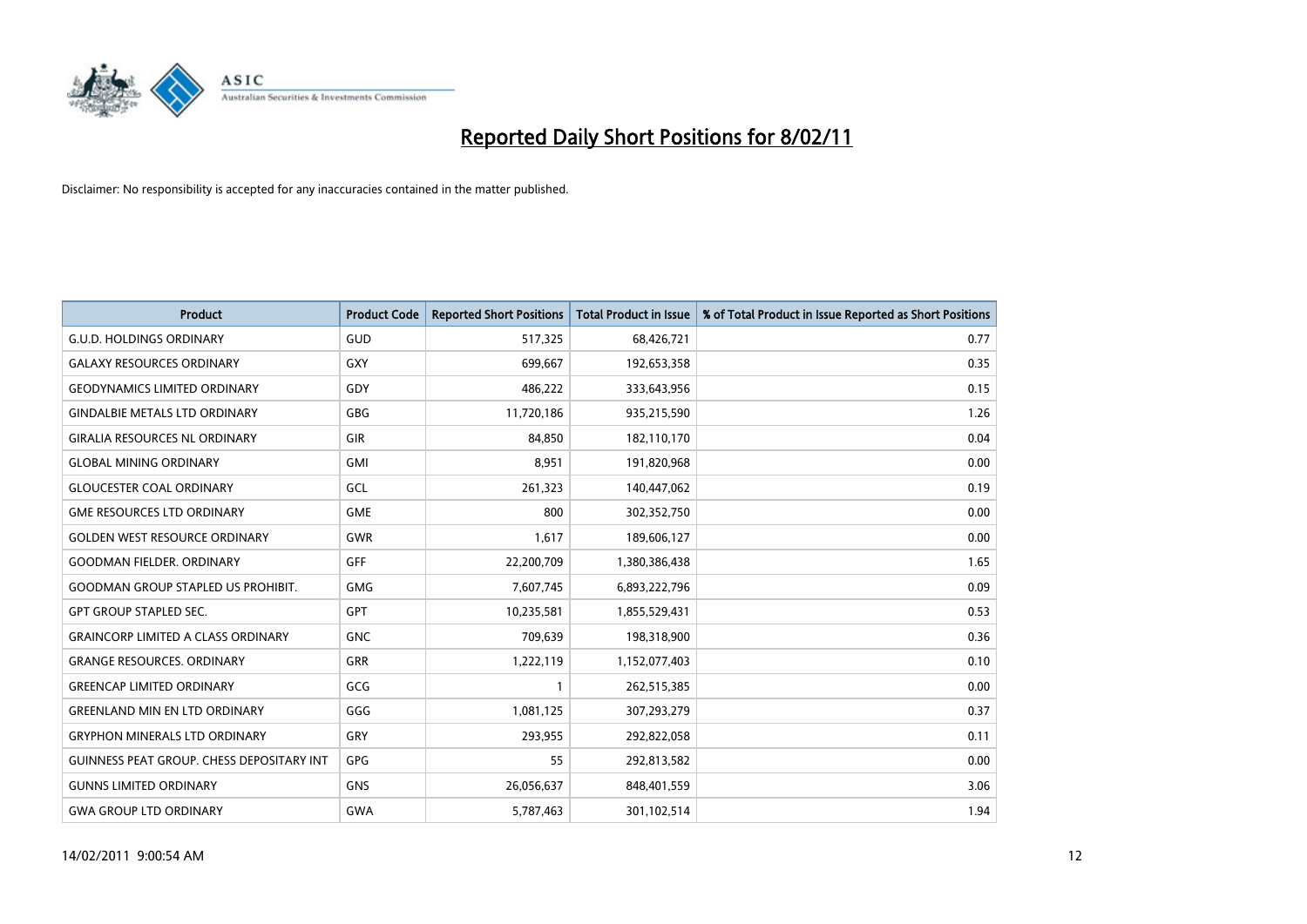# Reported Daily Short Positions for 8/02/11

Disclaimer: No responsibility is accepted for any inaccuracies contained in the matter published.

| Product | Product Code | Reported Short Positions | Total Product in Issue | % of Total Product in Issue Reported as Short Positions |
|---|---|---|---|---|
| G.U.D. HOLDINGS ORDINARY | GUD | 517,325 | 68,426,721 | 0.77 |
| GALAXY RESOURCES ORDINARY | GXY | 699,667 | 192,653,358 | 0.35 |
| GEODYNAMICS LIMITED ORDINARY | GDY | 486,222 | 333,643,956 | 0.15 |
| GINDALBIE METALS LTD ORDINARY | GBG | 11,720,186 | 935,215,590 | 1.26 |
| GIRALIA RESOURCES NL ORDINARY | GIR | 84,850 | 182,110,170 | 0.04 |
| GLOBAL MINING ORDINARY | GMI | 8,951 | 191,820,968 | 0.00 |
| GLOUCESTER COAL ORDINARY | GCL | 261,323 | 140,447,062 | 0.19 |
| GME RESOURCES LTD ORDINARY | GME | 800 | 302,352,750 | 0.00 |
| GOLDEN WEST RESOURCE ORDINARY | GWR | 1,617 | 189,606,127 | 0.00 |
| GOODMAN FIELDER. ORDINARY | GFF | 22,200,709 | 1,380,386,438 | 1.65 |
| GOODMAN GROUP STAPLED US PROHIBIT. | GMG | 7,607,745 | 6,893,222,796 | 0.09 |
| GPT GROUP STAPLED SEC. | GPT | 10,235,581 | 1,855,529,431 | 0.53 |
| GRAINCORP LIMITED A CLASS ORDINARY | GNC | 709,639 | 198,318,900 | 0.36 |
| GRANGE RESOURCES. ORDINARY | GRR | 1,222,119 | 1,152,077,403 | 0.10 |
| GREENCAP LIMITED ORDINARY | GCG | 1 | 262,515,385 | 0.00 |
| GREENLAND MIN EN LTD ORDINARY | GGG | 1,081,125 | 307,293,279 | 0.37 |
| GRYPHON MINERALS LTD ORDINARY | GRY | 293,955 | 292,822,058 | 0.11 |
| GUINNESS PEAT GROUP. CHESS DEPOSITARY INT | GPG | 55 | 292,813,582 | 0.00 |
| GUNNS LIMITED ORDINARY | GNS | 26,056,637 | 848,401,559 | 3.06 |
| GWA GROUP LTD ORDINARY | GWA | 5,787,463 | 301,102,514 | 1.94 |

14/02/2011 9:00:54 AM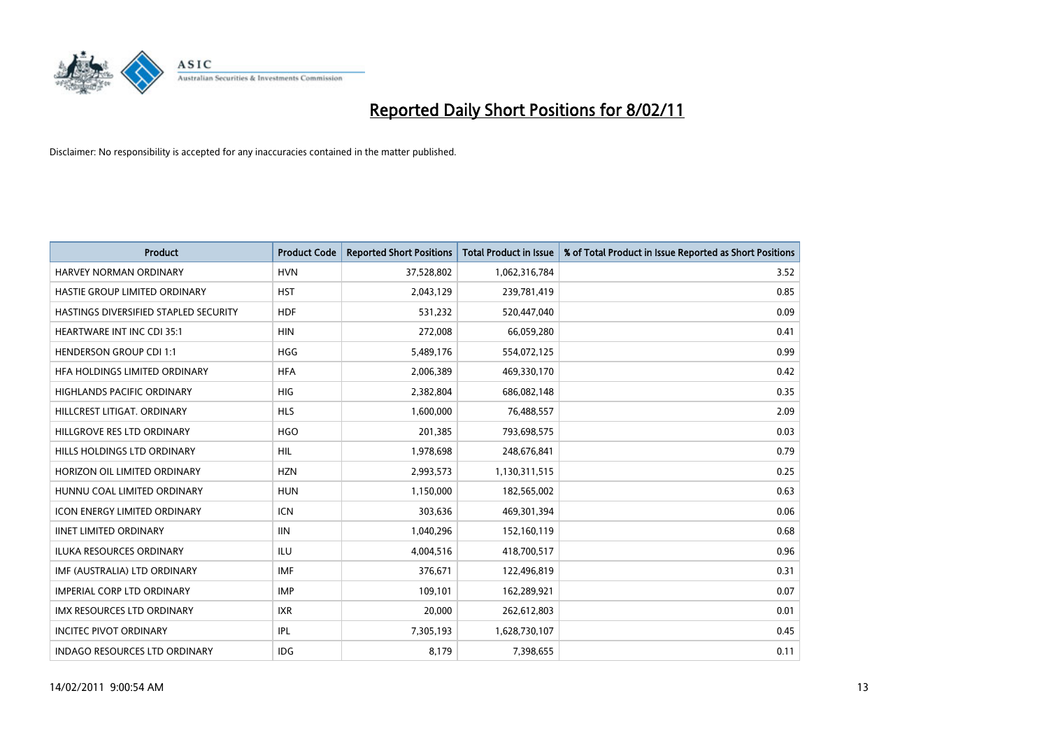# Reported Daily Short Positions for 8/02/11

Disclaimer: No responsibility is accepted for any inaccuracies contained in the matter published.

| Product | Product Code | Reported Short Positions | Total Product in Issue | % of Total Product in Issue Reported as Short Positions |
|---|---|---|---|---|
| HARVEY NORMAN ORDINARY | HVN | 37,528,802 | 1,062,316,784 | 3.52 |
| HASTIE GROUP LIMITED ORDINARY | HST | 2,043,129 | 239,781,419 | 0.85 |
| HASTINGS DIVERSIFIED STAPLED SECURITY | HDF | 531,232 | 520,447,040 | 0.09 |
| HEARTWARE INT INC CDI 35:1 | HIN | 272,008 | 66,059,280 | 0.41 |
| HENDERSON GROUP CDI 1:1 | HGG | 5,489,176 | 554,072,125 | 0.99 |
| HFA HOLDINGS LIMITED ORDINARY | HFA | 2,006,389 | 469,330,170 | 0.42 |
| HIGHLANDS PACIFIC ORDINARY | HIG | 2,382,804 | 686,082,148 | 0.35 |
| HILLCREST LITIGAT. ORDINARY | HLS | 1,600,000 | 76,488,557 | 2.09 |
| HILLGROVE RES LTD ORDINARY | HGO | 201,385 | 793,698,575 | 0.03 |
| HILLS HOLDINGS LTD ORDINARY | HIL | 1,978,698 | 248,676,841 | 0.79 |
| HORIZON OIL LIMITED ORDINARY | HZN | 2,993,573 | 1,130,311,515 | 0.25 |
| HUNNU COAL LIMITED ORDINARY | HUN | 1,150,000 | 182,565,002 | 0.63 |
| ICON ENERGY LIMITED ORDINARY | ICN | 303,636 | 469,301,394 | 0.06 |
| IINET LIMITED ORDINARY | IIN | 1,040,296 | 152,160,119 | 0.68 |
| ILUKA RESOURCES ORDINARY | ILU | 4,004,516 | 418,700,517 | 0.96 |
| IMF (AUSTRALIA) LTD ORDINARY | IMF | 376,671 | 122,496,819 | 0.31 |
| IMPERIAL CORP LTD ORDINARY | IMP | 109,101 | 162,289,921 | 0.07 |
| IMX RESOURCES LTD ORDINARY | IXR | 20,000 | 262,612,803 | 0.01 |
| INCITEC PIVOT ORDINARY | IPL | 7,305,193 | 1,628,730,107 | 0.45 |
| INDAGO RESOURCES LTD ORDINARY | IDG | 8,179 | 7,398,655 | 0.11 |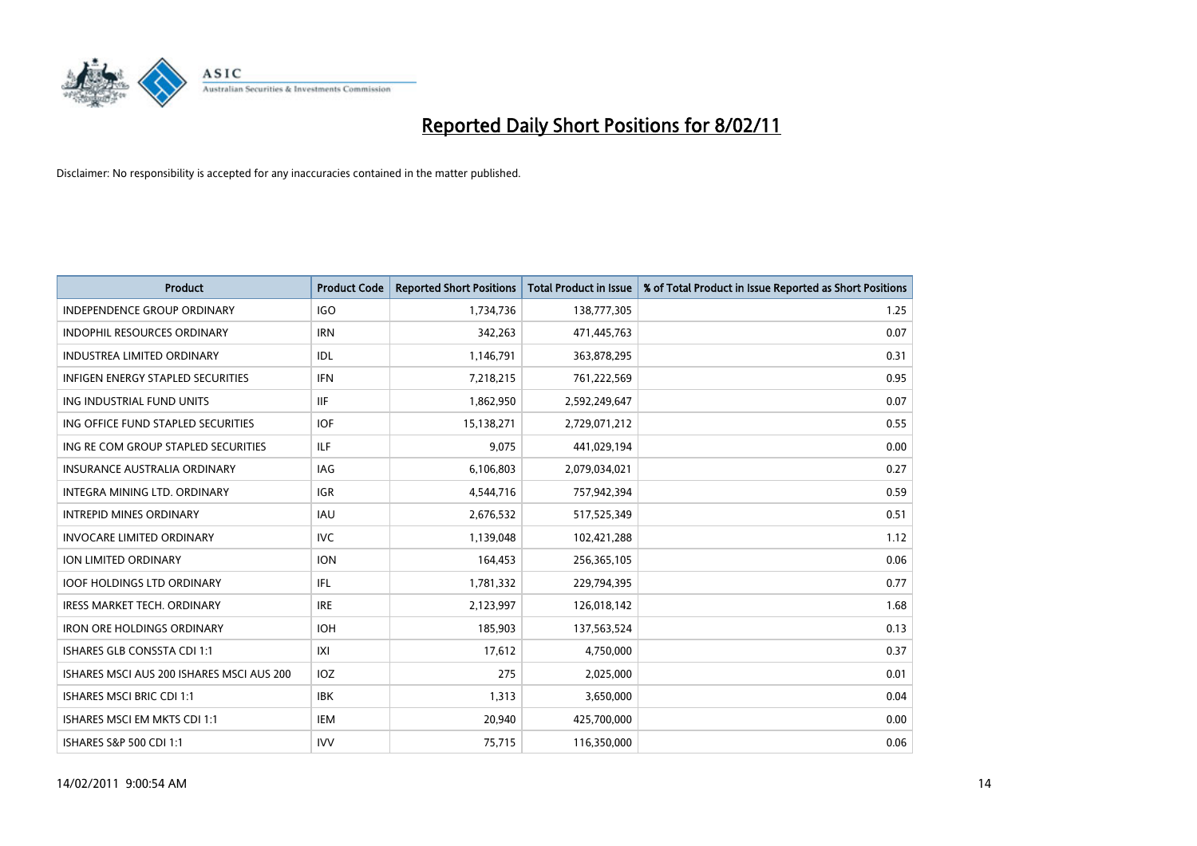# Reported Daily Short Positions for 8/02/11

Disclaimer: No responsibility is accepted for any inaccuracies contained in the matter published.

| Product | Product Code | Reported Short Positions | Total Product in Issue | % of Total Product in Issue Reported as Short Positions |
|---|---|---|---|---|
| INDEPENDENCE GROUP ORDINARY | IGO | 1,734,736 | 138,777,305 | 1.25 |
| INDOPHIL RESOURCES ORDINARY | IRN | 342,263 | 471,445,763 | 0.07 |
| INDUSTREA LIMITED ORDINARY | IDL | 1,146,791 | 363,878,295 | 0.31 |
| INFIGEN ENERGY STAPLED SECURITIES | IFN | 7,218,215 | 761,222,569 | 0.95 |
| ING INDUSTRIAL FUND UNITS | IIF | 1,862,950 | 2,592,249,647 | 0.07 |
| ING OFFICE FUND STAPLED SECURITIES | IOF | 15,138,271 | 2,729,071,212 | 0.55 |
| ING RE COM GROUP STAPLED SECURITIES | ILF | 9,075 | 441,029,194 | 0.00 |
| INSURANCE AUSTRALIA ORDINARY | IAG | 6,106,803 | 2,079,034,021 | 0.27 |
| INTEGRA MINING LTD. ORDINARY | IGR | 4,544,716 | 757,942,394 | 0.59 |
| INTREPID MINES ORDINARY | IAU | 2,676,532 | 517,525,349 | 0.51 |
| INVOCARE LIMITED ORDINARY | IVC | 1,139,048 | 102,421,288 | 1.12 |
| ION LIMITED ORDINARY | ION | 164,453 | 256,365,105 | 0.06 |
| IOOF HOLDINGS LTD ORDINARY | IFL | 1,781,332 | 229,794,395 | 0.77 |
| IRESS MARKET TECH. ORDINARY | IRE | 2,123,997 | 126,018,142 | 1.68 |
| IRON ORE HOLDINGS ORDINARY | IOH | 185,903 | 137,563,524 | 0.13 |
| ISHARES GLB CONSSTA CDI 1:1 | IXI | 17,612 | 4,750,000 | 0.37 |
| ISHARES MSCI AUS 200 ISHARES MSCI AUS 200 | IOZ | 275 | 2,025,000 | 0.01 |
| ISHARES MSCI BRIC CDI 1:1 | IBK | 1,313 | 3,650,000 | 0.04 |
| ISHARES MSCI EM MKTS CDI 1:1 | IEM | 20,940 | 425,700,000 | 0.00 |
| ISHARES S&P 500 CDI 1:1 | IVV | 75,715 | 116,350,000 | 0.06 |

14/02/2011 9:00:54 AM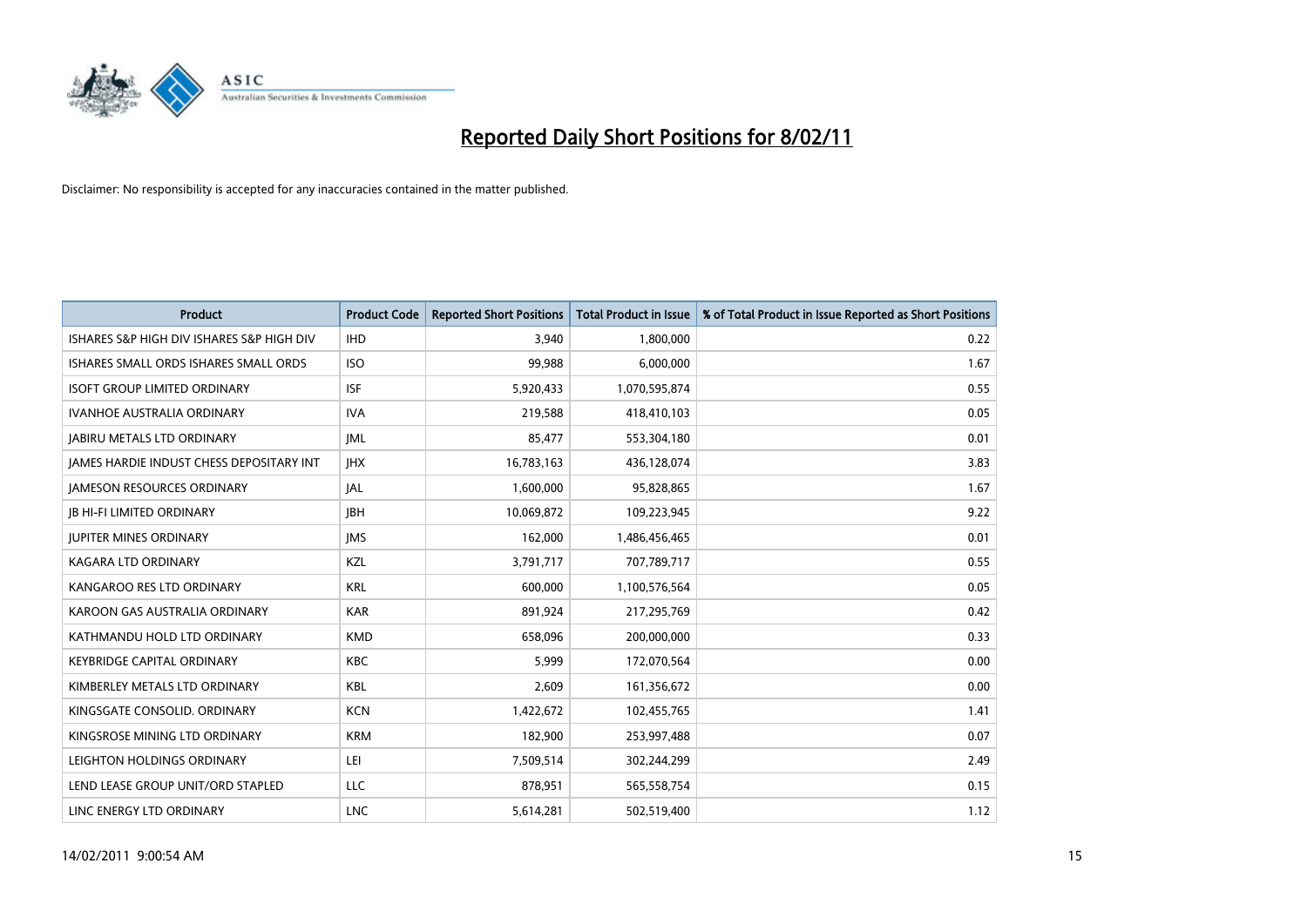# Reported Daily Short Positions for 8/02/11

Disclaimer: No responsibility is accepted for any inaccuracies contained in the matter published.

| Product | Product Code | Reported Short Positions | Total Product in Issue | % of Total Product in Issue Reported as Short Positions |
|---|---|---|---|---|
| ISHARES S&P HIGH DIV ISHARES S&P HIGH DIV | IHD | 3,940 | 1,800,000 | 0.22 |
| ISHARES SMALL ORDS ISHARES SMALL ORDS | ISO | 99,988 | 6,000,000 | 1.67 |
| ISOFT GROUP LIMITED ORDINARY | ISF | 5,920,433 | 1,070,595,874 | 0.55 |
| IVANHOE AUSTRALIA ORDINARY | IVA | 219,588 | 418,410,103 | 0.05 |
| JABIRU METALS LTD ORDINARY | JML | 85,477 | 553,304,180 | 0.01 |
| JAMES HARDIE INDUST CHESS DEPOSITARY INT | JHX | 16,783,163 | 436,128,074 | 3.83 |
| JAMESON RESOURCES ORDINARY | JAL | 1,600,000 | 95,828,865 | 1.67 |
| JB HI-FI LIMITED ORDINARY | JBH | 10,069,872 | 109,223,945 | 9.22 |
| JUPITER MINES ORDINARY | JMS | 162,000 | 1,486,456,465 | 0.01 |
| KAGARA LTD ORDINARY | KZL | 3,791,717 | 707,789,717 | 0.55 |
| KANGAROO RES LTD ORDINARY | KRL | 600,000 | 1,100,576,564 | 0.05 |
| KAROON GAS AUSTRALIA ORDINARY | KAR | 891,924 | 217,295,769 | 0.42 |
| KATHMANDU HOLD LTD ORDINARY | KMD | 658,096 | 200,000,000 | 0.33 |
| KEYBRIDGE CAPITAL ORDINARY | KBC | 5,999 | 172,070,564 | 0.00 |
| KIMBERLEY METALS LTD ORDINARY | KBL | 2,609 | 161,356,672 | 0.00 |
| KINGSGATE CONSOLID. ORDINARY | KCN | 1,422,672 | 102,455,765 | 1.41 |
| KINGSROSE MINING LTD ORDINARY | KRM | 182,900 | 253,997,488 | 0.07 |
| LEIGHTON HOLDINGS ORDINARY | LEI | 7,509,514 | 302,244,299 | 2.49 |
| LEND LEASE GROUP UNIT/ORD STAPLED | LLC | 878,951 | 565,558,754 | 0.15 |
| LINC ENERGY LTD ORDINARY | LNC | 5,614,281 | 502,519,400 | 1.12 |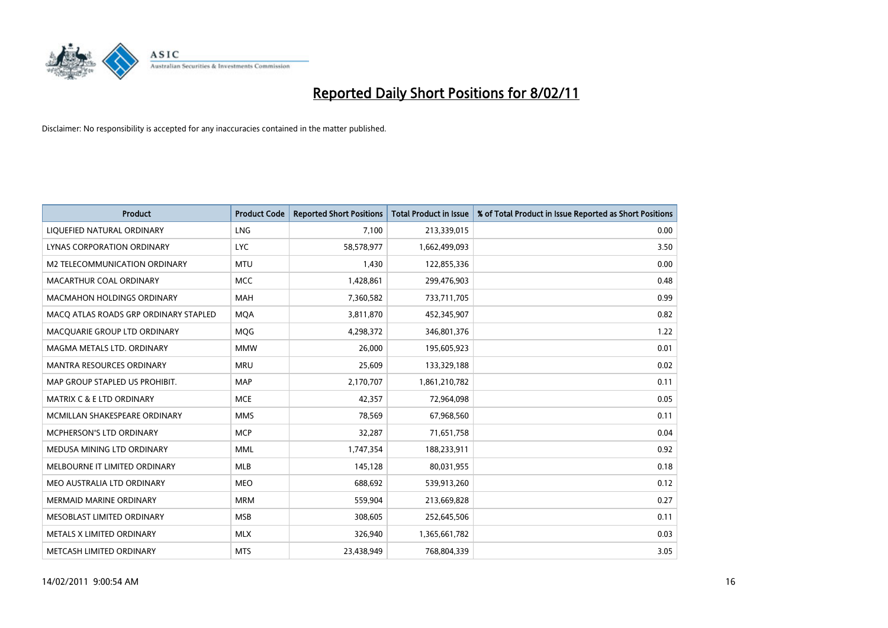# Reported Daily Short Positions for 8/02/11

Disclaimer: No responsibility is accepted for any inaccuracies contained in the matter published.

| Product | Product Code | Reported Short Positions | Total Product in Issue | % of Total Product in Issue Reported as Short Positions |
|---|---|---|---|---|
| LIQUEFIED NATURAL ORDINARY | LNG | 7,100 | 213,339,015 | 0.00 |
| LYNAS CORPORATION ORDINARY | LYC | 58,578,977 | 1,662,499,093 | 3.50 |
| M2 TELECOMMUNICATION ORDINARY | MTU | 1,430 | 122,855,336 | 0.00 |
| MACARTHUR COAL ORDINARY | MCC | 1,428,861 | 299,476,903 | 0.48 |
| MACMAHON HOLDINGS ORDINARY | MAH | 7,360,582 | 733,711,705 | 0.99 |
| MACQ ATLAS ROADS GRP ORDINARY STAPLED | MQA | 3,811,870 | 452,345,907 | 0.82 |
| MACQUARIE GROUP LTD ORDINARY | MQG | 4,298,372 | 346,801,376 | 1.22 |
| MAGMA METALS LTD. ORDINARY | MMW | 26,000 | 195,605,923 | 0.01 |
| MANTRA RESOURCES ORDINARY | MRU | 25,609 | 133,329,188 | 0.02 |
| MAP GROUP STAPLED US PROHIBIT. | MAP | 2,170,707 | 1,861,210,782 | 0.11 |
| MATRIX C & E LTD ORDINARY | MCE | 42,357 | 72,964,098 | 0.05 |
| MCMILLAN SHAKESPEARE ORDINARY | MMS | 78,569 | 67,968,560 | 0.11 |
| MCPHERSON'S LTD ORDINARY | MCP | 32,287 | 71,651,758 | 0.04 |
| MEDUSA MINING LTD ORDINARY | MML | 1,747,354 | 188,233,911 | 0.92 |
| MELBOURNE IT LIMITED ORDINARY | MLB | 145,128 | 80,031,955 | 0.18 |
| MEO AUSTRALIA LTD ORDINARY | MEO | 688,692 | 539,913,260 | 0.12 |
| MERMAID MARINE ORDINARY | MRM | 559,904 | 213,669,828 | 0.27 |
| MESOBLAST LIMITED ORDINARY | MSB | 308,605 | 252,645,506 | 0.11 |
| METALS X LIMITED ORDINARY | MLX | 326,940 | 1,365,661,782 | 0.03 |
| METCASH LIMITED ORDINARY | MTS | 23,438,949 | 768,804,339 | 3.05 |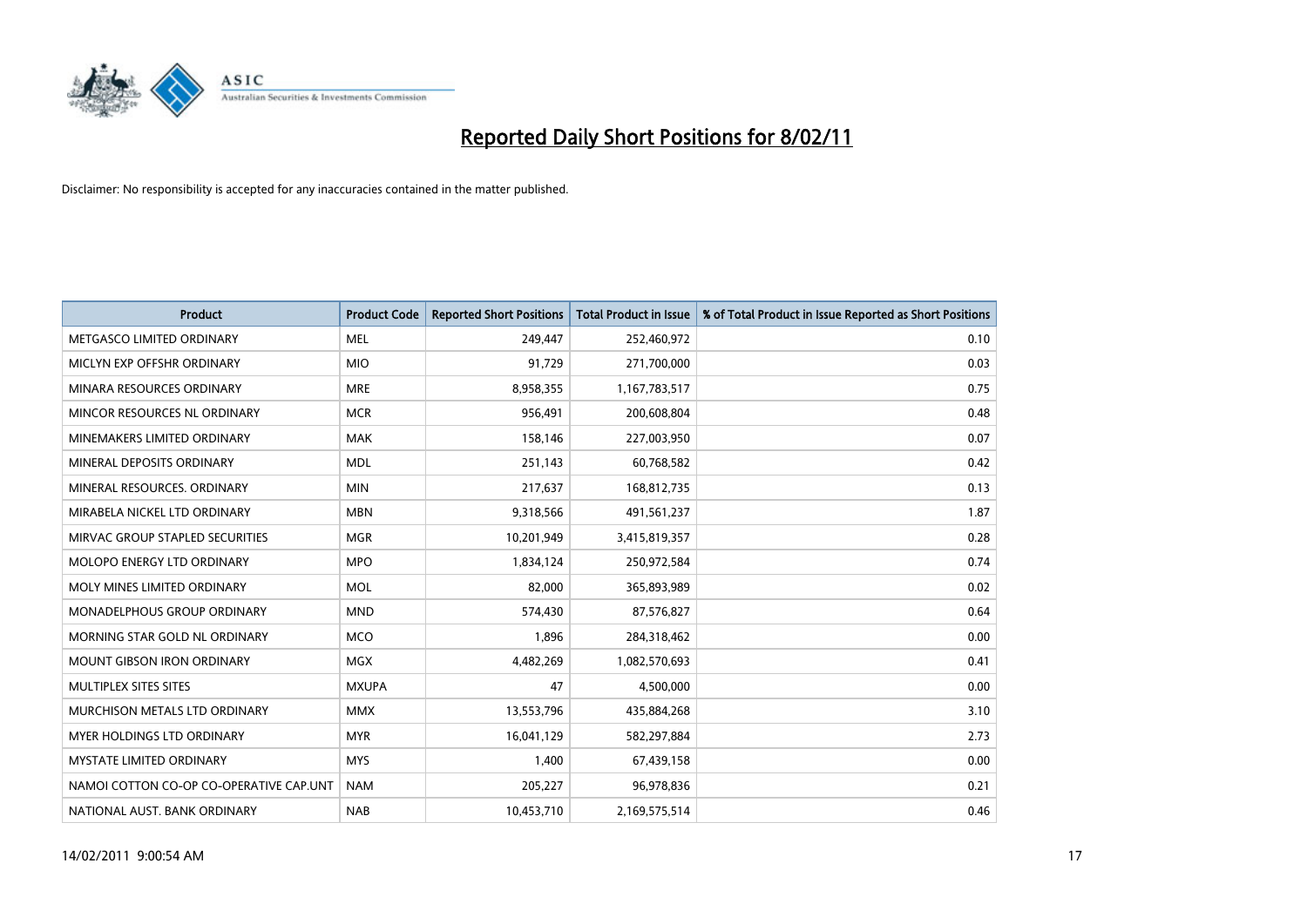# Reported Daily Short Positions for 8/02/11

Disclaimer: No responsibility is accepted for any inaccuracies contained in the matter published.

| Product | Product Code | Reported Short Positions | Total Product in Issue | % of Total Product in Issue Reported as Short Positions |
|---|---|---|---|---|
| METGASCO LIMITED ORDINARY | MEL | 249,447 | 252,460,972 | 0.10 |
| MICLYN EXP OFFSHR ORDINARY | MIO | 91,729 | 271,700,000 | 0.03 |
| MINARA RESOURCES ORDINARY | MRE | 8,958,355 | 1,167,783,517 | 0.75 |
| MINCOR RESOURCES NL ORDINARY | MCR | 956,491 | 200,608,804 | 0.48 |
| MINEMAKERS LIMITED ORDINARY | MAK | 158,146 | 227,003,950 | 0.07 |
| MINERAL DEPOSITS ORDINARY | MDL | 251,143 | 60,768,582 | 0.42 |
| MINERAL RESOURCES. ORDINARY | MIN | 217,637 | 168,812,735 | 0.13 |
| MIRABELA NICKEL LTD ORDINARY | MBN | 9,318,566 | 491,561,237 | 1.87 |
| MIRVAC GROUP STAPLED SECURITIES | MGR | 10,201,949 | 3,415,819,357 | 0.28 |
| MOLOPO ENERGY LTD ORDINARY | MPO | 1,834,124 | 250,972,584 | 0.74 |
| MOLY MINES LIMITED ORDINARY | MOL | 82,000 | 365,893,989 | 0.02 |
| MONADELPHOUS GROUP ORDINARY | MND | 574,430 | 87,576,827 | 0.64 |
| MORNING STAR GOLD NL ORDINARY | MCO | 1,896 | 284,318,462 | 0.00 |
| MOUNT GIBSON IRON ORDINARY | MGX | 4,482,269 | 1,082,570,693 | 0.41 |
| MULTIPLEX SITES SITES | MXUPA | 47 | 4,500,000 | 0.00 |
| MURCHISON METALS LTD ORDINARY | MMX | 13,553,796 | 435,884,268 | 3.10 |
| MYER HOLDINGS LTD ORDINARY | MYR | 16,041,129 | 582,297,884 | 2.73 |
| MYSTATE LIMITED ORDINARY | MYS | 1,400 | 67,439,158 | 0.00 |
| NAMOI COTTON CO-OP CO-OPERATIVE CAP.UNT | NAM | 205,227 | 96,978,836 | 0.21 |
| NATIONAL AUST. BANK ORDINARY | NAB | 10,453,710 | 2,169,575,514 | 0.46 |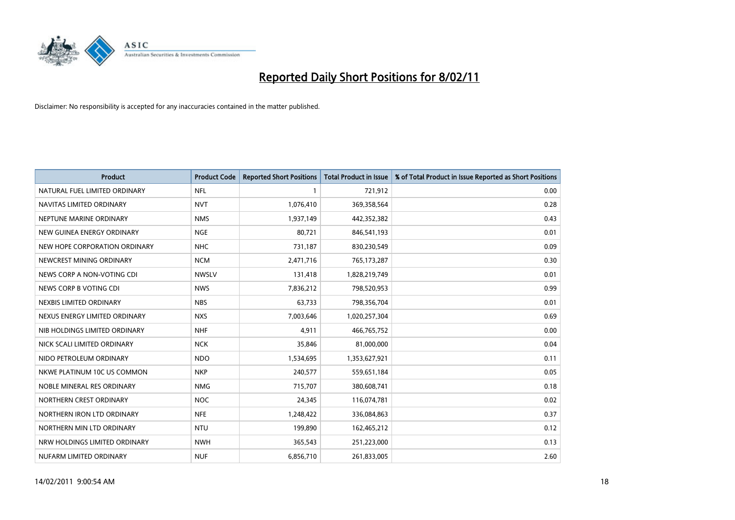# Reported Daily Short Positions for 8/02/11

Disclaimer: No responsibility is accepted for any inaccuracies contained in the matter published.

| Product | Product Code | Reported Short Positions | Total Product in Issue | % of Total Product in Issue Reported as Short Positions |
|---|---|---|---|---|
| NATURAL FUEL LIMITED ORDINARY | NFL | 1 | 721,912 | 0.00 |
| NAVITAS LIMITED ORDINARY | NVT | 1,076,410 | 369,358,564 | 0.28 |
| NEPTUNE MARINE ORDINARY | NMS | 1,937,149 | 442,352,382 | 0.43 |
| NEW GUINEA ENERGY ORDINARY | NGE | 80,721 | 846,541,193 | 0.01 |
| NEW HOPE CORPORATION ORDINARY | NHC | 731,187 | 830,230,549 | 0.09 |
| NEWCREST MINING ORDINARY | NCM | 2,471,716 | 765,173,287 | 0.30 |
| NEWS CORP A NON-VOTING CDI | NWSLV | 131,418 | 1,828,219,749 | 0.01 |
| NEWS CORP B VOTING CDI | NWS | 7,836,212 | 798,520,953 | 0.99 |
| NEXBIS LIMITED ORDINARY | NBS | 63,733 | 798,356,704 | 0.01 |
| NEXUS ENERGY LIMITED ORDINARY | NXS | 7,003,646 | 1,020,257,304 | 0.69 |
| NIB HOLDINGS LIMITED ORDINARY | NHF | 4,911 | 466,765,752 | 0.00 |
| NICK SCALI LIMITED ORDINARY | NCK | 35,846 | 81,000,000 | 0.04 |
| NIDO PETROLEUM ORDINARY | NDO | 1,534,695 | 1,353,627,921 | 0.11 |
| NKWE PLATINUM 10C US COMMON | NKP | 240,577 | 559,651,184 | 0.05 |
| NOBLE MINERAL RES ORDINARY | NMG | 715,707 | 380,608,741 | 0.18 |
| NORTHERN CREST ORDINARY | NOC | 24,345 | 116,074,781 | 0.02 |
| NORTHERN IRON LTD ORDINARY | NFE | 1,248,422 | 336,084,863 | 0.37 |
| NORTHERN MIN LTD ORDINARY | NTU | 199,890 | 162,465,212 | 0.12 |
| NRW HOLDINGS LIMITED ORDINARY | NWH | 365,543 | 251,223,000 | 0.13 |
| NUFARM LIMITED ORDINARY | NUF | 6,856,710 | 261,833,005 | 2.60 |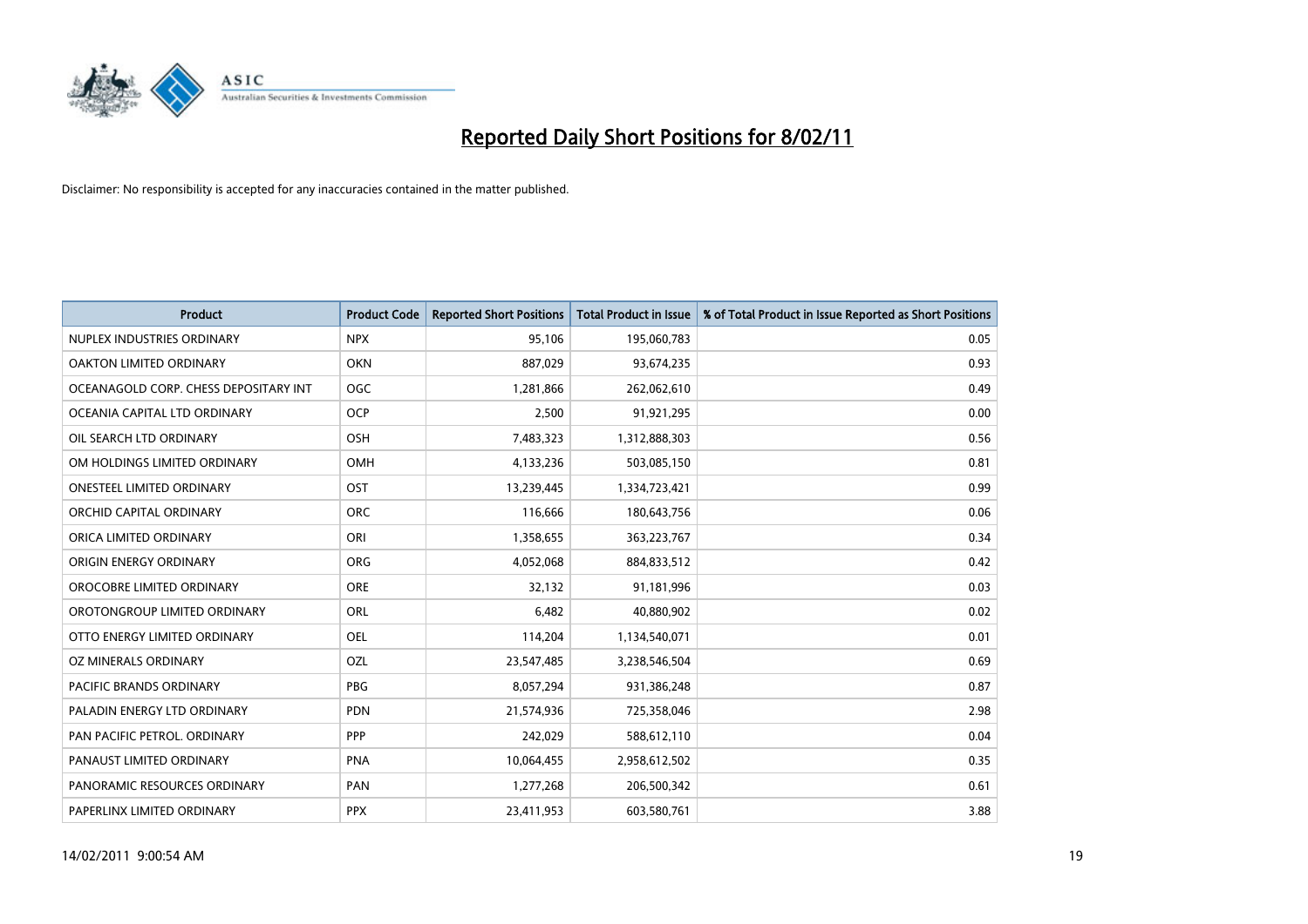# Reported Daily Short Positions for 8/02/11

Disclaimer: No responsibility is accepted for any inaccuracies contained in the matter published.

| Product | Product Code | Reported Short Positions | Total Product in Issue | % of Total Product in Issue Reported as Short Positions |
|---|---|---|---|---|
| NUPLEX INDUSTRIES ORDINARY | NPX | 95,106 | 195,060,783 | 0.05 |
| OAKTON LIMITED ORDINARY | OKN | 887,029 | 93,674,235 | 0.93 |
| OCEANAGOLD CORP. CHESS DEPOSITARY INT | OGC | 1,281,866 | 262,062,610 | 0.49 |
| OCEANIA CAPITAL LTD ORDINARY | OCP | 2,500 | 91,921,295 | 0.00 |
| OIL SEARCH LTD ORDINARY | OSH | 7,483,323 | 1,312,888,303 | 0.56 |
| OM HOLDINGS LIMITED ORDINARY | OMH | 4,133,236 | 503,085,150 | 0.81 |
| ONESTEEL LIMITED ORDINARY | OST | 13,239,445 | 1,334,723,421 | 0.99 |
| ORCHID CAPITAL ORDINARY | ORC | 116,666 | 180,643,756 | 0.06 |
| ORICA LIMITED ORDINARY | ORI | 1,358,655 | 363,223,767 | 0.34 |
| ORIGIN ENERGY ORDINARY | ORG | 4,052,068 | 884,833,512 | 0.42 |
| OROCOBRE LIMITED ORDINARY | ORE | 32,132 | 91,181,996 | 0.03 |
| OROTONGROUP LIMITED ORDINARY | ORL | 6,482 | 40,880,902 | 0.02 |
| OTTO ENERGY LIMITED ORDINARY | OEL | 114,204 | 1,134,540,071 | 0.01 |
| OZ MINERALS ORDINARY | OZL | 23,547,485 | 3,238,546,504 | 0.69 |
| PACIFIC BRANDS ORDINARY | PBG | 8,057,294 | 931,386,248 | 0.87 |
| PALADIN ENERGY LTD ORDINARY | PDN | 21,574,936 | 725,358,046 | 2.98 |
| PAN PACIFIC PETROL. ORDINARY | PPP | 242,029 | 588,612,110 | 0.04 |
| PANAUST LIMITED ORDINARY | PNA | 10,064,455 | 2,958,612,502 | 0.35 |
| PANORAMIC RESOURCES ORDINARY | PAN | 1,277,268 | 206,500,342 | 0.61 |
| PAPERLINX LIMITED ORDINARY | PPX | 23,411,953 | 603,580,761 | 3.88 |

14/02/2011 9:00:54 AM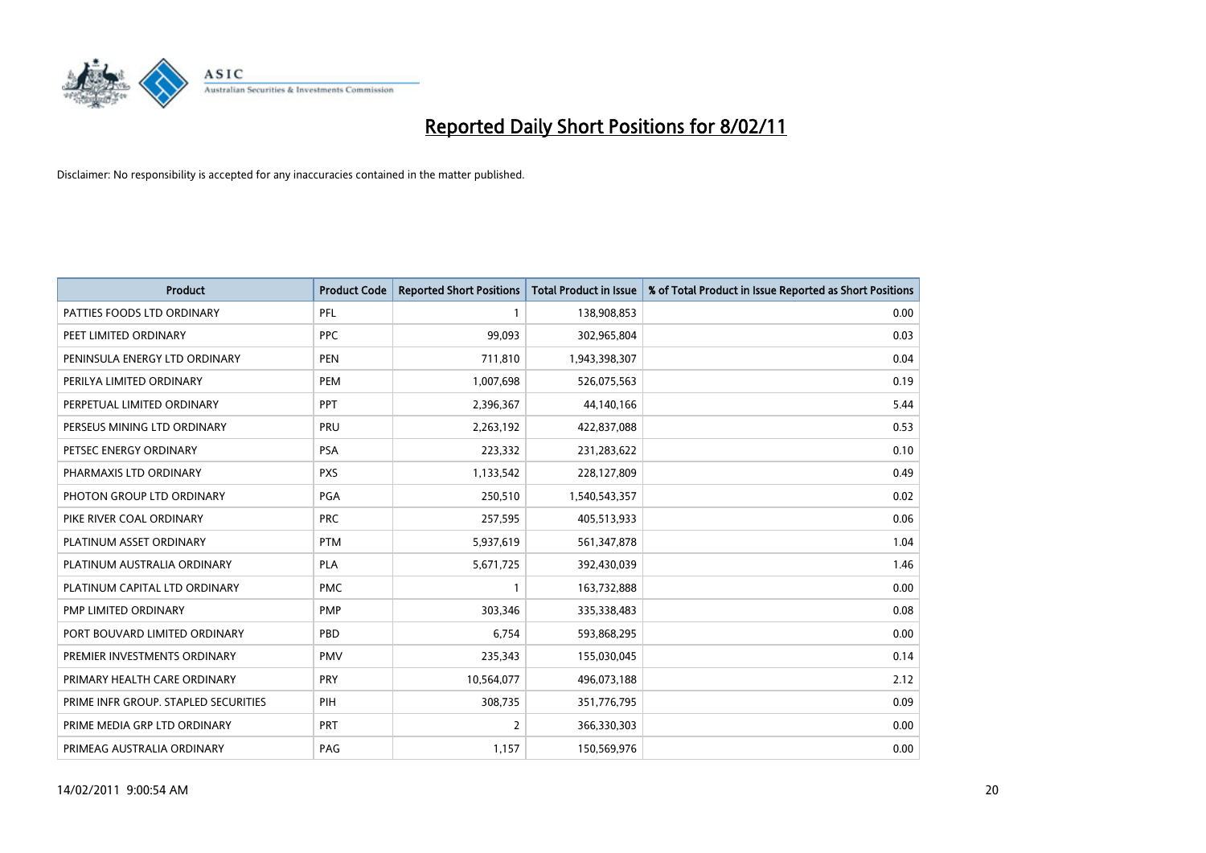# Reported Daily Short Positions for 8/02/11

Disclaimer: No responsibility is accepted for any inaccuracies contained in the matter published.

| Product | Product Code | Reported Short Positions | Total Product in Issue | % of Total Product in Issue Reported as Short Positions |
|---|---|---|---|---|
| PATTIES FOODS LTD ORDINARY | PFL | 1 | 138,908,853 | 0.00 |
| PEET LIMITED ORDINARY | PPC | 99,093 | 302,965,804 | 0.03 |
| PENINSULA ENERGY LTD ORDINARY | PEN | 711,810 | 1,943,398,307 | 0.04 |
| PERILYA LIMITED ORDINARY | PEM | 1,007,698 | 526,075,563 | 0.19 |
| PERPETUAL LIMITED ORDINARY | PPT | 2,396,367 | 44,140,166 | 5.44 |
| PERSEUS MINING LTD ORDINARY | PRU | 2,263,192 | 422,837,088 | 0.53 |
| PETSEC ENERGY ORDINARY | PSA | 223,332 | 231,283,622 | 0.10 |
| PHARMAXIS LTD ORDINARY | PXS | 1,133,542 | 228,127,809 | 0.49 |
| PHOTON GROUP LTD ORDINARY | PGA | 250,510 | 1,540,543,357 | 0.02 |
| PIKE RIVER COAL ORDINARY | PRC | 257,595 | 405,513,933 | 0.06 |
| PLATINUM ASSET ORDINARY | PTM | 5,937,619 | 561,347,878 | 1.04 |
| PLATINUM AUSTRALIA ORDINARY | PLA | 5,671,725 | 392,430,039 | 1.46 |
| PLATINUM CAPITAL LTD ORDINARY | PMC | 1 | 163,732,888 | 0.00 |
| PMP LIMITED ORDINARY | PMP | 303,346 | 335,338,483 | 0.08 |
| PORT BOUVARD LIMITED ORDINARY | PBD | 6,754 | 593,868,295 | 0.00 |
| PREMIER INVESTMENTS ORDINARY | PMV | 235,343 | 155,030,045 | 0.14 |
| PRIMARY HEALTH CARE ORDINARY | PRY | 10,564,077 | 496,073,188 | 2.12 |
| PRIME INFR GROUP. STAPLED SECURITIES | PIH | 308,735 | 351,776,795 | 0.09 |
| PRIME MEDIA GRP LTD ORDINARY | PRT | 2 | 366,330,303 | 0.00 |
| PRIMEAG AUSTRALIA ORDINARY | PAG | 1,157 | 150,569,976 | 0.00 |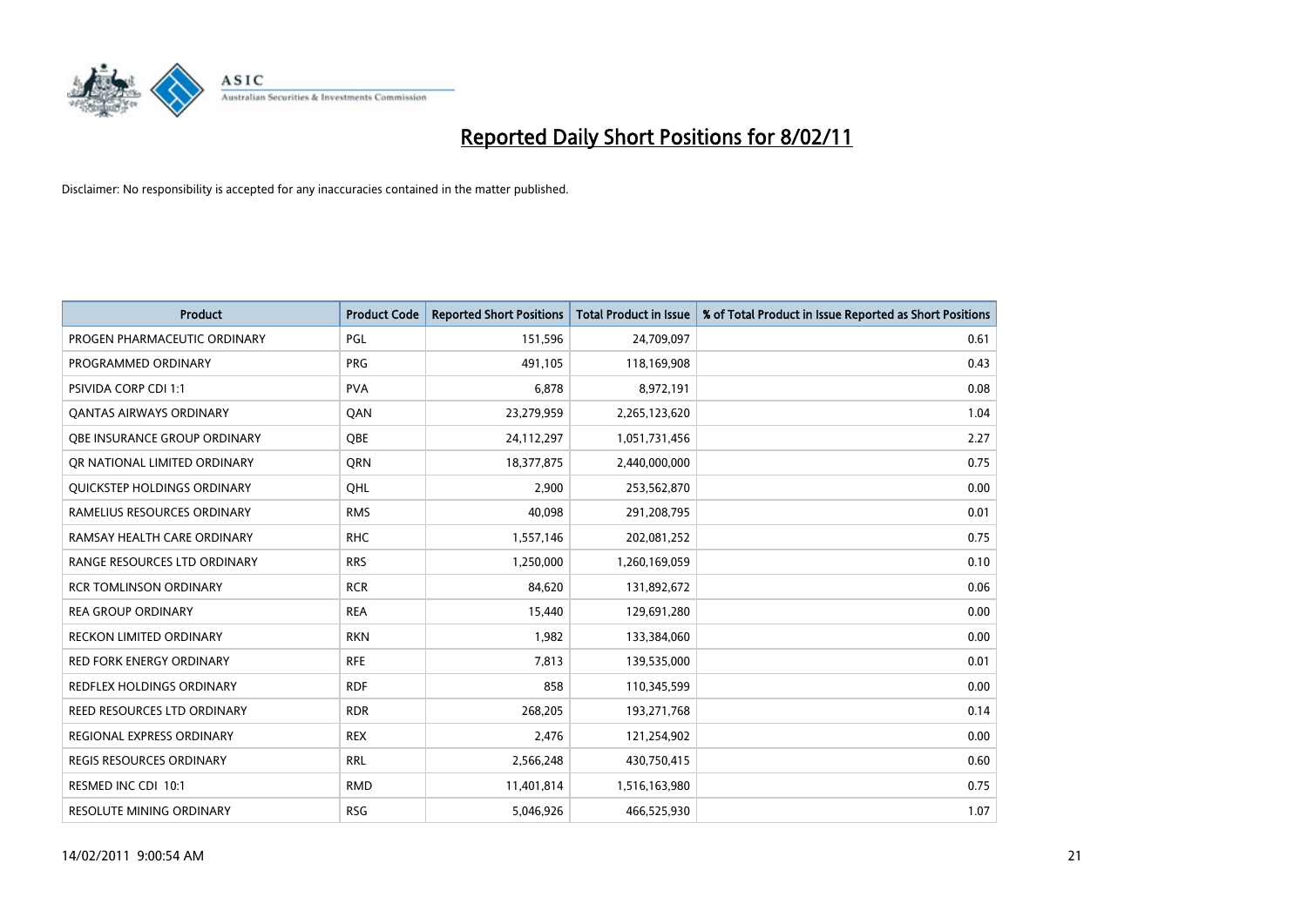# Reported Daily Short Positions for 8/02/11

Disclaimer: No responsibility is accepted for any inaccuracies contained in the matter published.

| Product | Product Code | Reported Short Positions | Total Product in Issue | % of Total Product in Issue Reported as Short Positions |
|---|---|---|---|---|
| PROGEN PHARMACEUTIC ORDINARY | PGL | 151,596 | 24,709,097 | 0.61 |
| PROGRAMMED ORDINARY | PRG | 491,105 | 118,169,908 | 0.43 |
| PSIVIDA CORP CDI 1:1 | PVA | 6,878 | 8,972,191 | 0.08 |
| QANTAS AIRWAYS ORDINARY | QAN | 23,279,959 | 2,265,123,620 | 1.04 |
| QBE INSURANCE GROUP ORDINARY | QBE | 24,112,297 | 1,051,731,456 | 2.27 |
| QR NATIONAL LIMITED ORDINARY | QRN | 18,377,875 | 2,440,000,000 | 0.75 |
| QUICKSTEP HOLDINGS ORDINARY | QHL | 2,900 | 253,562,870 | 0.00 |
| RAMELIUS RESOURCES ORDINARY | RMS | 40,098 | 291,208,795 | 0.01 |
| RAMSAY HEALTH CARE ORDINARY | RHC | 1,557,146 | 202,081,252 | 0.75 |
| RANGE RESOURCES LTD ORDINARY | RRS | 1,250,000 | 1,260,169,059 | 0.10 |
| RCR TOMLINSON ORDINARY | RCR | 84,620 | 131,892,672 | 0.06 |
| REA GROUP ORDINARY | REA | 15,440 | 129,691,280 | 0.00 |
| RECKON LIMITED ORDINARY | RKN | 1,982 | 133,384,060 | 0.00 |
| RED FORK ENERGY ORDINARY | RFE | 7,813 | 139,535,000 | 0.01 |
| REDFLEX HOLDINGS ORDINARY | RDF | 858 | 110,345,599 | 0.00 |
| REED RESOURCES LTD ORDINARY | RDR | 268,205 | 193,271,768 | 0.14 |
| REGIONAL EXPRESS ORDINARY | REX | 2,476 | 121,254,902 | 0.00 |
| REGIS RESOURCES ORDINARY | RRL | 2,566,248 | 430,750,415 | 0.60 |
| RESMED INC CDI 10:1 | RMD | 11,401,814 | 1,516,163,980 | 0.75 |
| RESOLUTE MINING ORDINARY | RSG | 5,046,926 | 466,525,930 | 1.07 |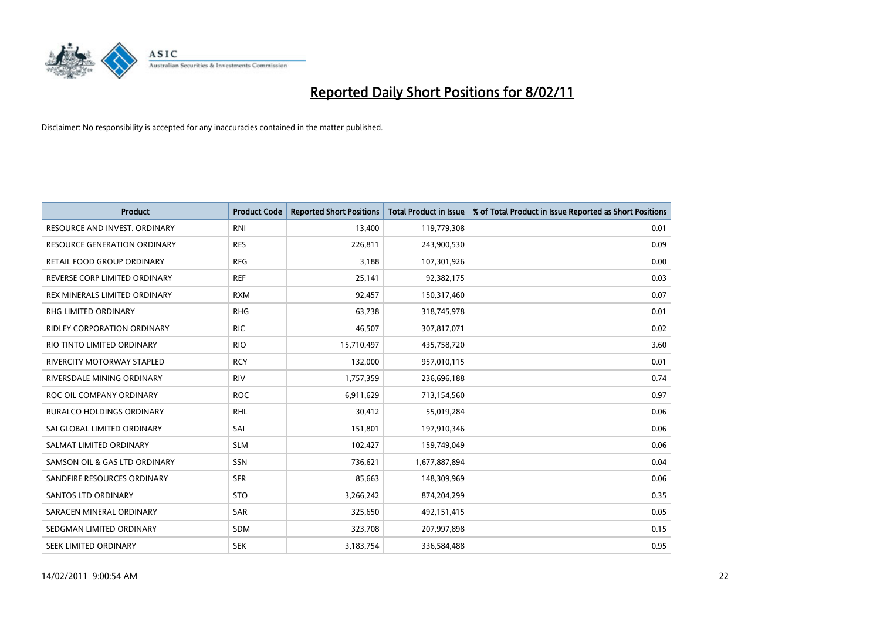# Reported Daily Short Positions for 8/02/11

Disclaimer: No responsibility is accepted for any inaccuracies contained in the matter published.

| Product | Product Code | Reported Short Positions | Total Product in Issue | % of Total Product in Issue Reported as Short Positions |
|---|---|---|---|---|
| RESOURCE AND INVEST. ORDINARY | RNI | 13,400 | 119,779,308 | 0.01 |
| RESOURCE GENERATION ORDINARY | RES | 226,811 | 243,900,530 | 0.09 |
| RETAIL FOOD GROUP ORDINARY | RFG | 3,188 | 107,301,926 | 0.00 |
| REVERSE CORP LIMITED ORDINARY | REF | 25,141 | 92,382,175 | 0.03 |
| REX MINERALS LIMITED ORDINARY | RXM | 92,457 | 150,317,460 | 0.07 |
| RHG LIMITED ORDINARY | RHG | 63,738 | 318,745,978 | 0.01 |
| RIDLEY CORPORATION ORDINARY | RIC | 46,507 | 307,817,071 | 0.02 |
| RIO TINTO LIMITED ORDINARY | RIO | 15,710,497 | 435,758,720 | 3.60 |
| RIVERCITY MOTORWAY STAPLED | RCY | 132,000 | 957,010,115 | 0.01 |
| RIVERSDALE MINING ORDINARY | RIV | 1,757,359 | 236,696,188 | 0.74 |
| ROC OIL COMPANY ORDINARY | ROC | 6,911,629 | 713,154,560 | 0.97 |
| RURALCO HOLDINGS ORDINARY | RHL | 30,412 | 55,019,284 | 0.06 |
| SAI GLOBAL LIMITED ORDINARY | SAI | 151,801 | 197,910,346 | 0.06 |
| SALMAT LIMITED ORDINARY | SLM | 102,427 | 159,749,049 | 0.06 |
| SAMSON OIL & GAS LTD ORDINARY | SSN | 736,621 | 1,677,887,894 | 0.04 |
| SANDFIRE RESOURCES ORDINARY | SFR | 85,663 | 148,309,969 | 0.06 |
| SANTOS LTD ORDINARY | STO | 3,266,242 | 874,204,299 | 0.35 |
| SARACEN MINERAL ORDINARY | SAR | 325,650 | 492,151,415 | 0.05 |
| SEDGMAN LIMITED ORDINARY | SDM | 323,708 | 207,997,898 | 0.15 |
| SEEK LIMITED ORDINARY | SEK | 3,183,754 | 336,584,488 | 0.95 |

14/02/2011 9:00:54 AM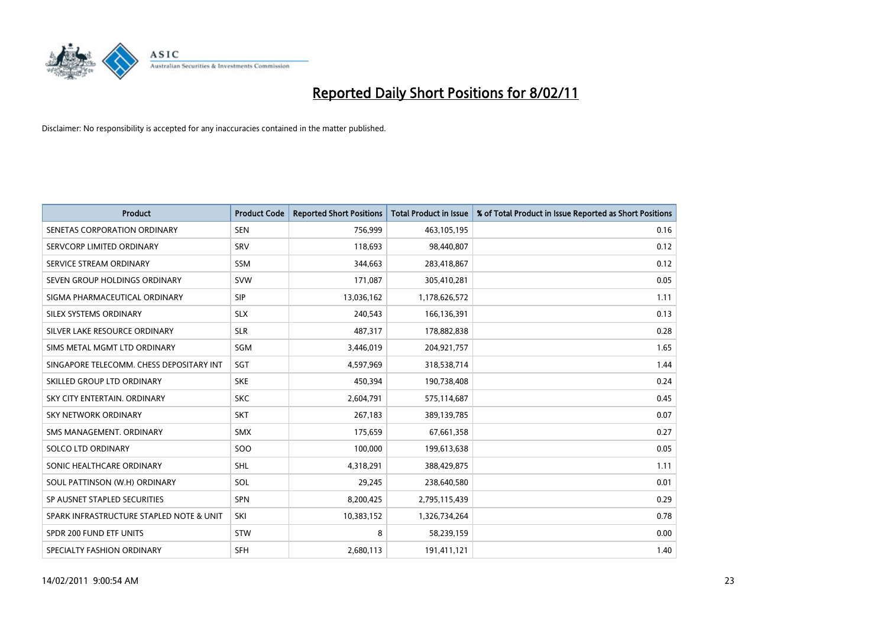# Reported Daily Short Positions for 8/02/11

Disclaimer: No responsibility is accepted for any inaccuracies contained in the matter published.

| Product | Product Code | Reported Short Positions | Total Product in Issue | % of Total Product in Issue Reported as Short Positions |
|---|---|---|---|---|
| SENETAS CORPORATION ORDINARY | SEN | 756,999 | 463,105,195 | 0.16 |
| SERVCORP LIMITED ORDINARY | SRV | 118,693 | 98,440,807 | 0.12 |
| SERVICE STREAM ORDINARY | SSM | 344,663 | 283,418,867 | 0.12 |
| SEVEN GROUP HOLDINGS ORDINARY | SVW | 171,087 | 305,410,281 | 0.05 |
| SIGMA PHARMACEUTICAL ORDINARY | SIP | 13,036,162 | 1,178,626,572 | 1.11 |
| SILEX SYSTEMS ORDINARY | SLX | 240,543 | 166,136,391 | 0.13 |
| SILVER LAKE RESOURCE ORDINARY | SLR | 487,317 | 178,882,838 | 0.28 |
| SIMS METAL MGMT LTD ORDINARY | SGM | 3,446,019 | 204,921,757 | 1.65 |
| SINGAPORE TELECOMM. CHESS DEPOSITARY INT | SGT | 4,597,969 | 318,538,714 | 1.44 |
| SKILLED GROUP LTD ORDINARY | SKE | 450,394 | 190,738,408 | 0.24 |
| SKY CITY ENTERTAIN. ORDINARY | SKC | 2,604,791 | 575,114,687 | 0.45 |
| SKY NETWORK ORDINARY | SKT | 267,183 | 389,139,785 | 0.07 |
| SMS MANAGEMENT. ORDINARY | SMX | 175,659 | 67,661,358 | 0.27 |
| SOLCO LTD ORDINARY | SOO | 100,000 | 199,613,638 | 0.05 |
| SONIC HEALTHCARE ORDINARY | SHL | 4,318,291 | 388,429,875 | 1.11 |
| SOUL PATTINSON (W.H) ORDINARY | SOL | 29,245 | 238,640,580 | 0.01 |
| SP AUSNET STAPLED SECURITIES | SPN | 8,200,425 | 2,795,115,439 | 0.29 |
| SPARK INFRASTRUCTURE STAPLED NOTE & UNIT | SKI | 10,383,152 | 1,326,734,264 | 0.78 |
| SPDR 200 FUND ETF UNITS | STW | 8 | 58,239,159 | 0.00 |
| SPECIALTY FASHION ORDINARY | SFH | 2,680,113 | 191,411,121 | 1.40 |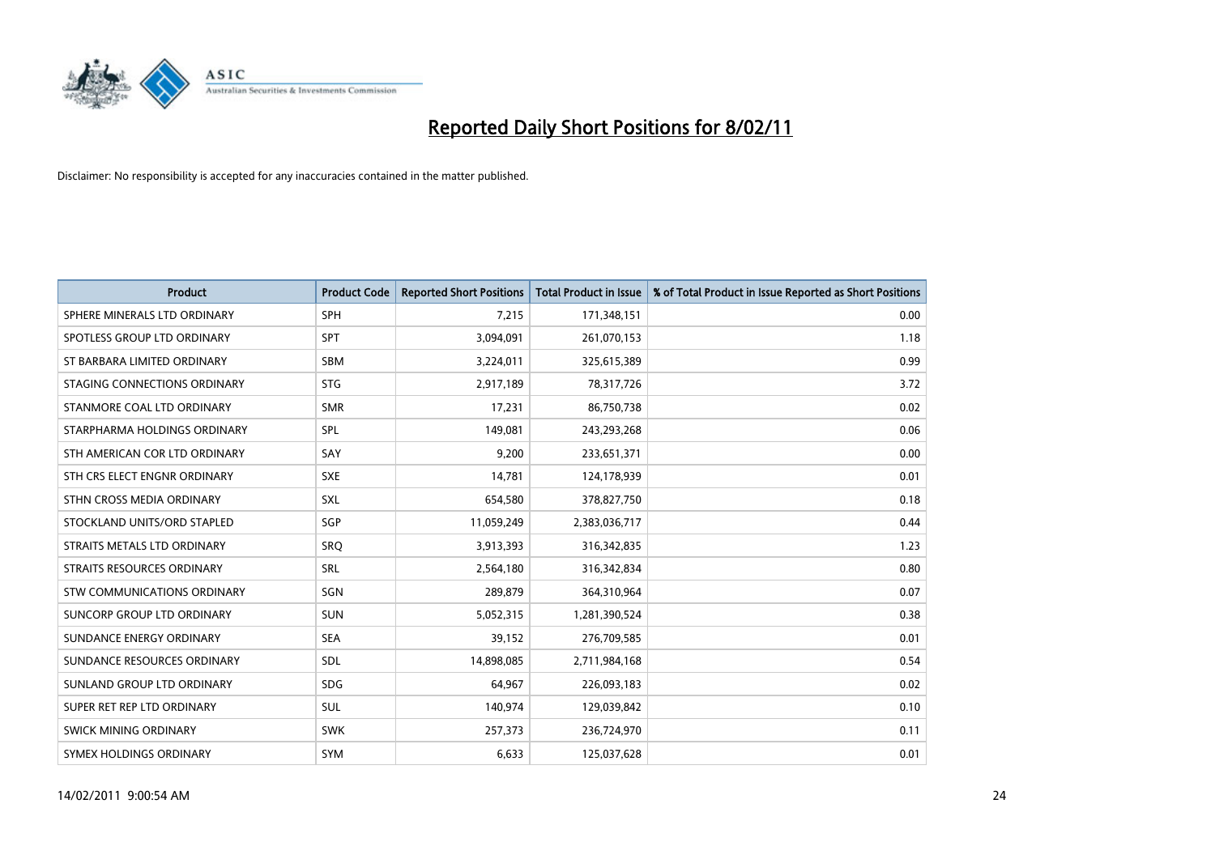# Reported Daily Short Positions for 8/02/11

Disclaimer: No responsibility is accepted for any inaccuracies contained in the matter published.

| Product | Product Code | Reported Short Positions | Total Product in Issue | % of Total Product in Issue Reported as Short Positions |
|---|---|---|---|---|
| SPHERE MINERALS LTD ORDINARY | SPH | 7,215 | 171,348,151 | 0.00 |
| SPOTLESS GROUP LTD ORDINARY | SPT | 3,094,091 | 261,070,153 | 1.18 |
| ST BARBARA LIMITED ORDINARY | SBM | 3,224,011 | 325,615,389 | 0.99 |
| STAGING CONNECTIONS ORDINARY | STG | 2,917,189 | 78,317,726 | 3.72 |
| STANMORE COAL LTD ORDINARY | SMR | 17,231 | 86,750,738 | 0.02 |
| STARPHARMA HOLDINGS ORDINARY | SPL | 149,081 | 243,293,268 | 0.06 |
| STH AMERICAN COR LTD ORDINARY | SAY | 9,200 | 233,651,371 | 0.00 |
| STH CRS ELECT ENGNR ORDINARY | SXE | 14,781 | 124,178,939 | 0.01 |
| STHN CROSS MEDIA ORDINARY | SXL | 654,580 | 378,827,750 | 0.18 |
| STOCKLAND UNITS/ORD STAPLED | SGP | 11,059,249 | 2,383,036,717 | 0.44 |
| STRAITS METALS LTD ORDINARY | SRQ | 3,913,393 | 316,342,835 | 1.23 |
| STRAITS RESOURCES ORDINARY | SRL | 2,564,180 | 316,342,834 | 0.80 |
| STW COMMUNICATIONS ORDINARY | SGN | 289,879 | 364,310,964 | 0.07 |
| SUNCORP GROUP LTD ORDINARY | SUN | 5,052,315 | 1,281,390,524 | 0.38 |
| SUNDANCE ENERGY ORDINARY | SEA | 39,152 | 276,709,585 | 0.01 |
| SUNDANCE RESOURCES ORDINARY | SDL | 14,898,085 | 2,711,984,168 | 0.54 |
| SUNLAND GROUP LTD ORDINARY | SDG | 64,967 | 226,093,183 | 0.02 |
| SUPER RET REP LTD ORDINARY | SUL | 140,974 | 129,039,842 | 0.10 |
| SWICK MINING ORDINARY | SWK | 257,373 | 236,724,970 | 0.11 |
| SYMEX HOLDINGS ORDINARY | SYM | 6,633 | 125,037,628 | 0.01 |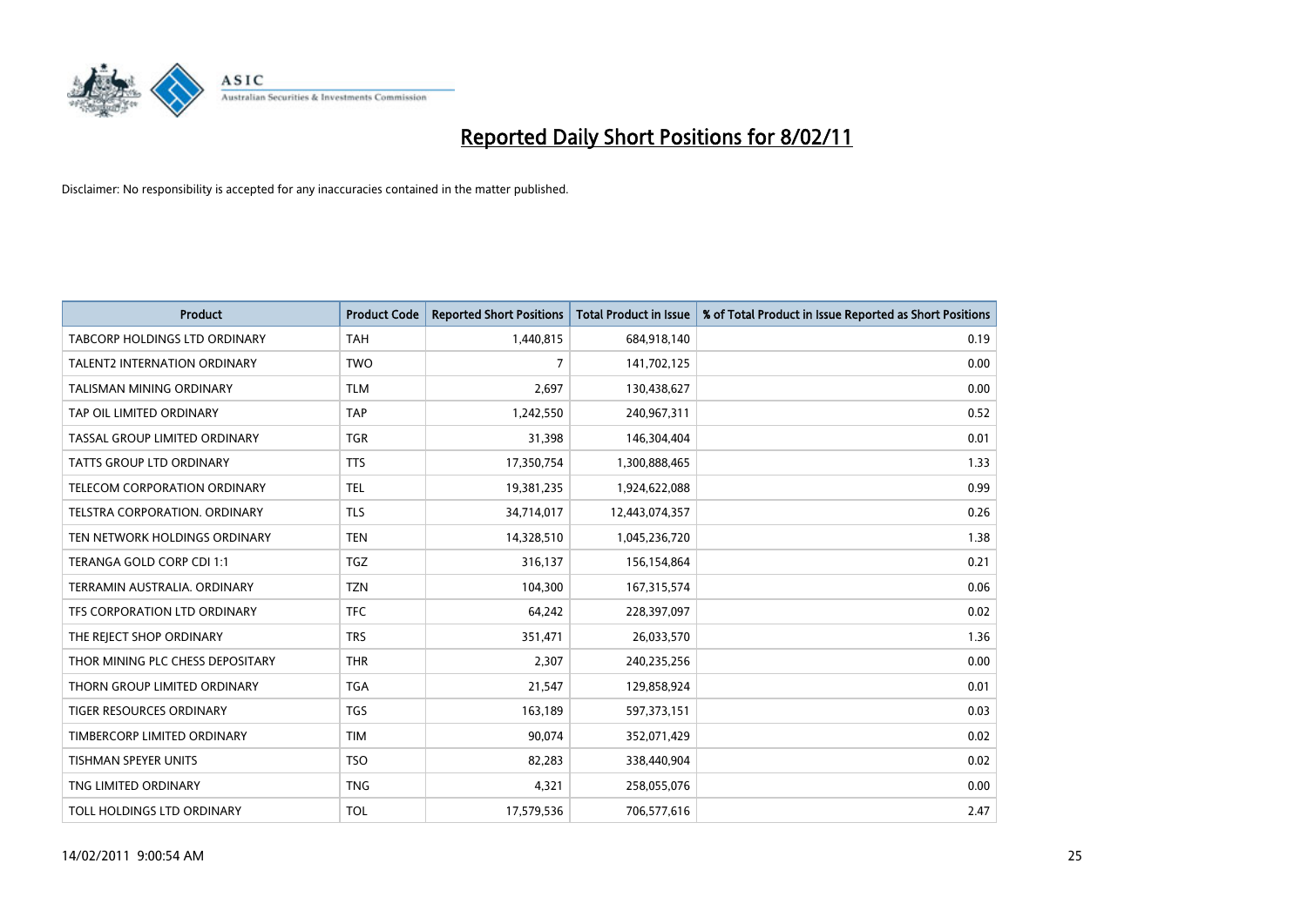# Reported Daily Short Positions for 8/02/11

Disclaimer: No responsibility is accepted for any inaccuracies contained in the matter published.

| Product | Product Code | Reported Short Positions | Total Product in Issue | % of Total Product in Issue Reported as Short Positions |
|---|---|---|---|---|
| TABCORP HOLDINGS LTD ORDINARY | TAH | 1,440,815 | 684,918,140 | 0.19 |
| TALENT2 INTERNATION ORDINARY | TWO | 7 | 141,702,125 | 0.00 |
| TALISMAN MINING ORDINARY | TLM | 2,697 | 130,438,627 | 0.00 |
| TAP OIL LIMITED ORDINARY | TAP | 1,242,550 | 240,967,311 | 0.52 |
| TASSAL GROUP LIMITED ORDINARY | TGR | 31,398 | 146,304,404 | 0.01 |
| TATTS GROUP LTD ORDINARY | TTS | 17,350,754 | 1,300,888,465 | 1.33 |
| TELECOM CORPORATION ORDINARY | TEL | 19,381,235 | 1,924,622,088 | 0.99 |
| TELSTRA CORPORATION. ORDINARY | TLS | 34,714,017 | 12,443,074,357 | 0.26 |
| TEN NETWORK HOLDINGS ORDINARY | TEN | 14,328,510 | 1,045,236,720 | 1.38 |
| TERANGA GOLD CORP CDI 1:1 | TGZ | 316,137 | 156,154,864 | 0.21 |
| TERRAMIN AUSTRALIA. ORDINARY | TZN | 104,300 | 167,315,574 | 0.06 |
| TFS CORPORATION LTD ORDINARY | TFC | 64,242 | 228,397,097 | 0.02 |
| THE REJECT SHOP ORDINARY | TRS | 351,471 | 26,033,570 | 1.36 |
| THOR MINING PLC CHESS DEPOSITARY | THR | 2,307 | 240,235,256 | 0.00 |
| THORN GROUP LIMITED ORDINARY | TGA | 21,547 | 129,858,924 | 0.01 |
| TIGER RESOURCES ORDINARY | TGS | 163,189 | 597,373,151 | 0.03 |
| TIMBERCORP LIMITED ORDINARY | TIM | 90,074 | 352,071,429 | 0.02 |
| TISHMAN SPEYER UNITS | TSO | 82,283 | 338,440,904 | 0.02 |
| TNG LIMITED ORDINARY | TNG | 4,321 | 258,055,076 | 0.00 |
| TOLL HOLDINGS LTD ORDINARY | TOL | 17,579,536 | 706,577,616 | 2.47 |

14/02/2011 9:00:54 AM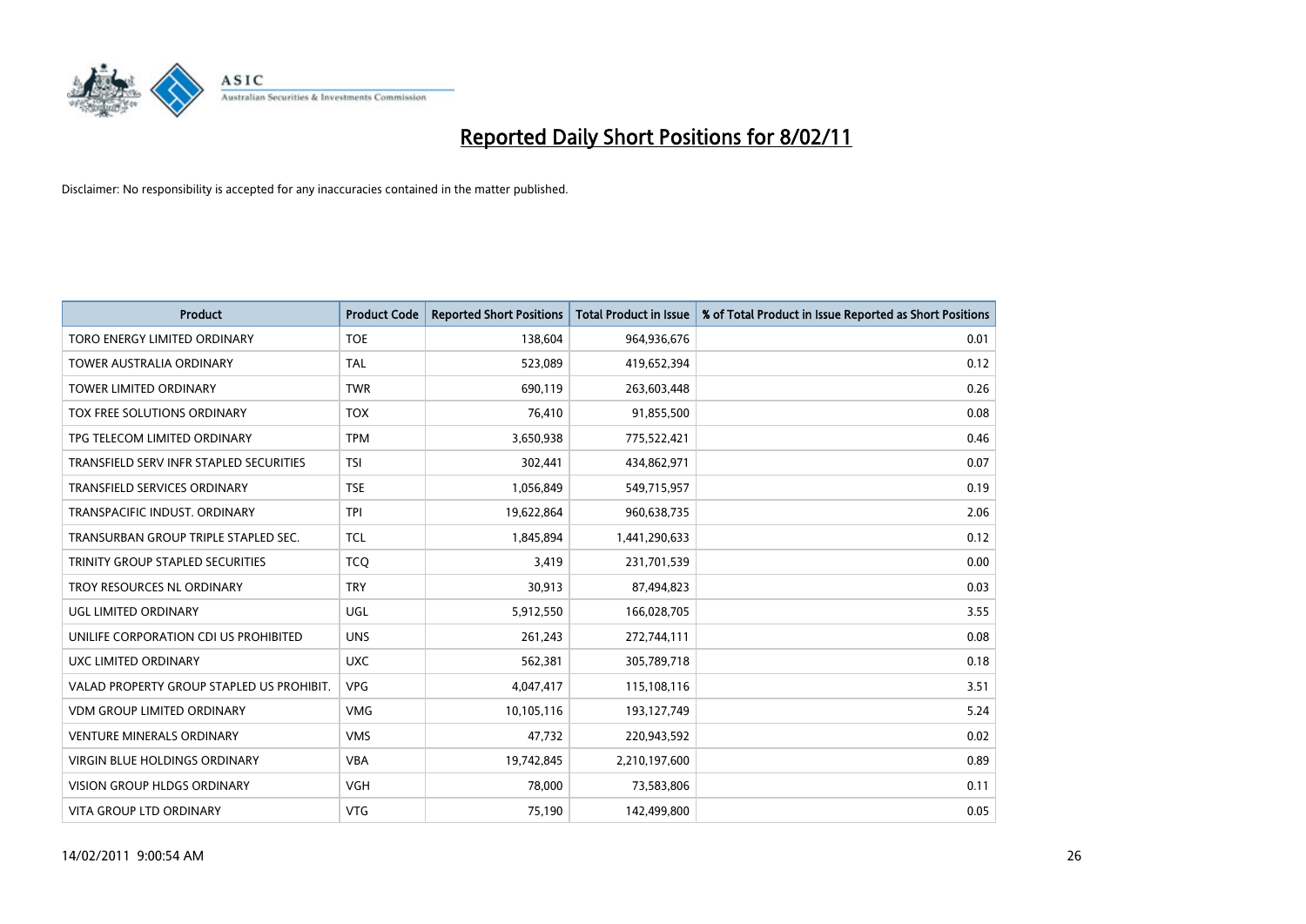# Reported Daily Short Positions for 8/02/11

Disclaimer: No responsibility is accepted for any inaccuracies contained in the matter published.

| Product | Product Code | Reported Short Positions | Total Product in Issue | % of Total Product in Issue Reported as Short Positions |
|---|---|---|---|---|
| TORO ENERGY LIMITED ORDINARY | TOE | 138,604 | 964,936,676 | 0.01 |
| TOWER AUSTRALIA ORDINARY | TAL | 523,089 | 419,652,394 | 0.12 |
| TOWER LIMITED ORDINARY | TWR | 690,119 | 263,603,448 | 0.26 |
| TOX FREE SOLUTIONS ORDINARY | TOX | 76,410 | 91,855,500 | 0.08 |
| TPG TELECOM LIMITED ORDINARY | TPM | 3,650,938 | 775,522,421 | 0.46 |
| TRANSFIELD SERV INFR STAPLED SECURITIES | TSI | 302,441 | 434,862,971 | 0.07 |
| TRANSFIELD SERVICES ORDINARY | TSE | 1,056,849 | 549,715,957 | 0.19 |
| TRANSPACIFIC INDUST. ORDINARY | TPI | 19,622,864 | 960,638,735 | 2.06 |
| TRANSURBAN GROUP TRIPLE STAPLED SEC. | TCL | 1,845,894 | 1,441,290,633 | 0.12 |
| TRINITY GROUP STAPLED SECURITIES | TCQ | 3,419 | 231,701,539 | 0.00 |
| TROY RESOURCES NL ORDINARY | TRY | 30,913 | 87,494,823 | 0.03 |
| UGL LIMITED ORDINARY | UGL | 5,912,550 | 166,028,705 | 3.55 |
| UNILIFE CORPORATION CDI US PROHIBITED | UNS | 261,243 | 272,744,111 | 0.08 |
| UXC LIMITED ORDINARY | UXC | 562,381 | 305,789,718 | 0.18 |
| VALAD PROPERTY GROUP STAPLED US PROHIBIT. | VPG | 4,047,417 | 115,108,116 | 3.51 |
| VDM GROUP LIMITED ORDINARY | VMG | 10,105,116 | 193,127,749 | 5.24 |
| VENTURE MINERALS ORDINARY | VMS | 47,732 | 220,943,592 | 0.02 |
| VIRGIN BLUE HOLDINGS ORDINARY | VBA | 19,742,845 | 2,210,197,600 | 0.89 |
| VISION GROUP HLDGS ORDINARY | VGH | 78,000 | 73,583,806 | 0.11 |
| VITA GROUP LTD ORDINARY | VTG | 75,190 | 142,499,800 | 0.05 |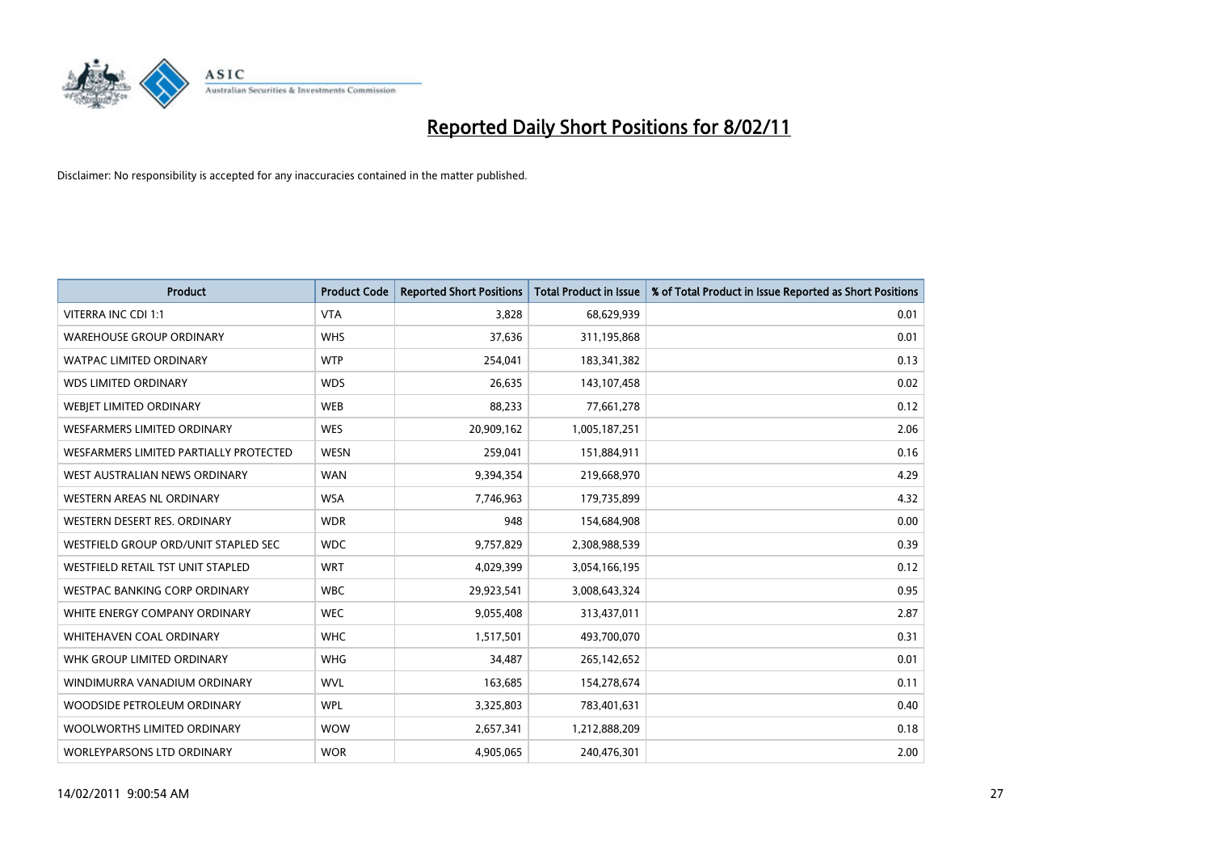# Reported Daily Short Positions for 8/02/11

Disclaimer: No responsibility is accepted for any inaccuracies contained in the matter published.

| Product | Product Code | Reported Short Positions | Total Product in Issue | % of Total Product in Issue Reported as Short Positions |
|---|---|---|---|---|
| VITERRA INC CDI 1:1 | VTA | 3,828 | 68,629,939 | 0.01 |
| WAREHOUSE GROUP ORDINARY | WHS | 37,636 | 311,195,868 | 0.01 |
| WATPAC LIMITED ORDINARY | WTP | 254,041 | 183,341,382 | 0.13 |
| WDS LIMITED ORDINARY | WDS | 26,635 | 143,107,458 | 0.02 |
| WEBJET LIMITED ORDINARY | WEB | 88,233 | 77,661,278 | 0.12 |
| WESFARMERS LIMITED ORDINARY | WES | 20,909,162 | 1,005,187,251 | 2.06 |
| WESFARMERS LIMITED PARTIALLY PROTECTED | WESN | 259,041 | 151,884,911 | 0.16 |
| WEST AUSTRALIAN NEWS ORDINARY | WAN | 9,394,354 | 219,668,970 | 4.29 |
| WESTERN AREAS NL ORDINARY | WSA | 7,746,963 | 179,735,899 | 4.32 |
| WESTERN DESERT RES. ORDINARY | WDR | 948 | 154,684,908 | 0.00 |
| WESTFIELD GROUP ORD/UNIT STAPLED SEC | WDC | 9,757,829 | 2,308,988,539 | 0.39 |
| WESTFIELD RETAIL TST UNIT STAPLED | WRT | 4,029,399 | 3,054,166,195 | 0.12 |
| WESTPAC BANKING CORP ORDINARY | WBC | 29,923,541 | 3,008,643,324 | 0.95 |
| WHITE ENERGY COMPANY ORDINARY | WEC | 9,055,408 | 313,437,011 | 2.87 |
| WHITEHAVEN COAL ORDINARY | WHC | 1,517,501 | 493,700,070 | 0.31 |
| WHK GROUP LIMITED ORDINARY | WHG | 34,487 | 265,142,652 | 0.01 |
| WINDIMURRA VANADIUM ORDINARY | WVL | 163,685 | 154,278,674 | 0.11 |
| WOODSIDE PETROLEUM ORDINARY | WPL | 3,325,803 | 783,401,631 | 0.40 |
| WOOLWORTHS LIMITED ORDINARY | WOW | 2,657,341 | 1,212,888,209 | 0.18 |
| WORLEYPARSONS LTD ORDINARY | WOR | 4,905,065 | 240,476,301 | 2.00 |

14/02/2011 9:00:54 AM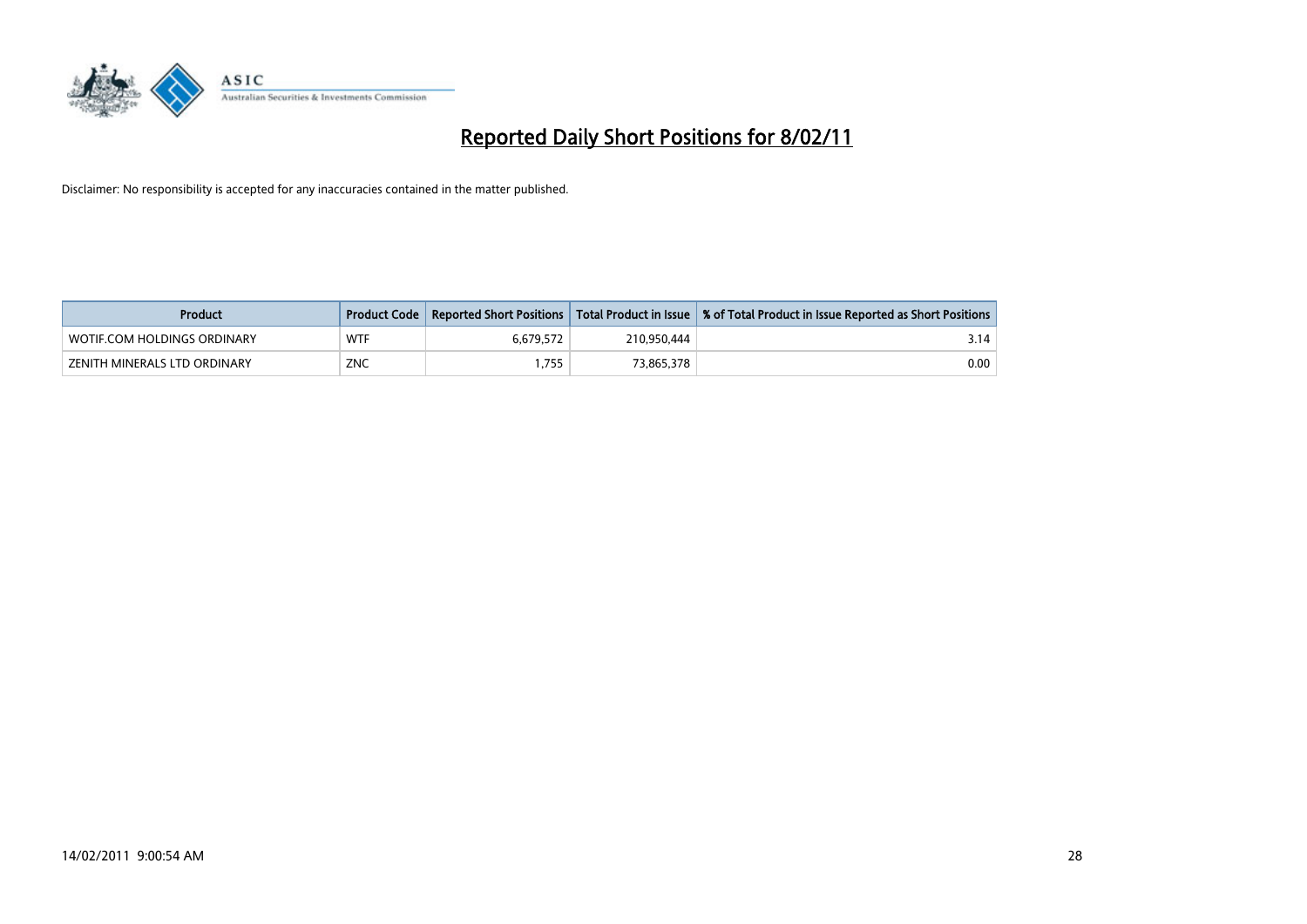# Reported Daily Short Positions for 8/02/11

Disclaimer: No responsibility is accepted for any inaccuracies contained in the matter published.

| Product | Product Code | Reported Short Positions | Total Product in Issue | % of Total Product in Issue Reported as Short Positions |
|---|---|---|---|---|
| WOTIF.COM HOLDINGS ORDINARY | WTF | 6,679,572 | 210,950,444 | 3.14 |
| ZENITH MINERALS LTD ORDINARY | ZNC | 1,755 | 73,865,378 | 0.00 |